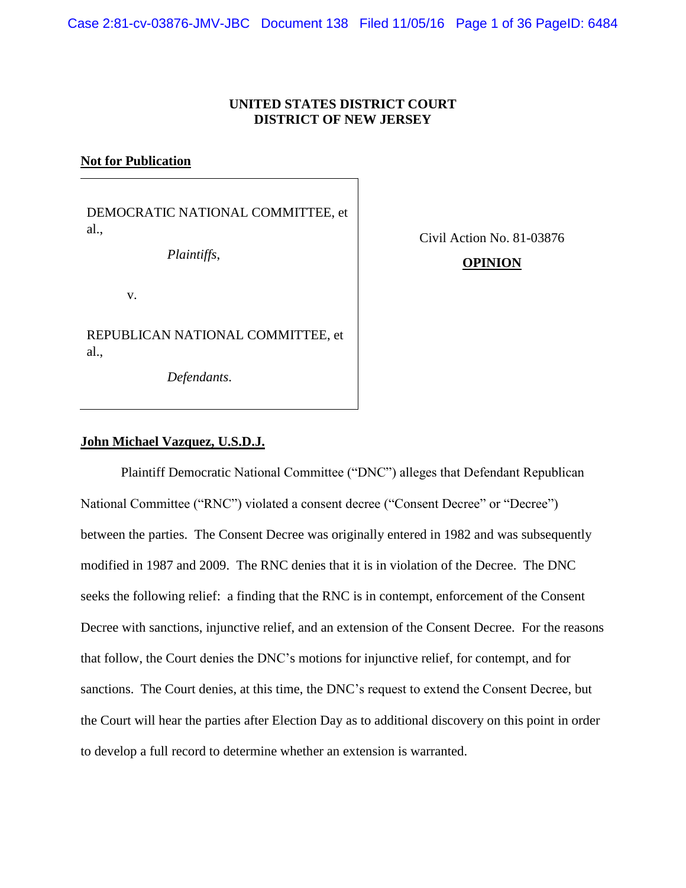**UNITED STATES DISTRICT COURT**
**DISTRICT OF NEW JERSEY**

**Not for Publication**

| | |
|---|---|
| DEMOCRATIC NATIONAL COMMITTEE, et al.,<br><br>*Plaintiffs*,<br><br>v.<br><br>REPUBLICAN NATIONAL COMMITTEE, et al.,<br><br>*Defendants*. | Civil Action No. 81-03876<br><br>**OPINION** |

**John Michael Vazquez, U.S.D.J.**

Plaintiff Democratic National Committee ("DNC") alleges that Defendant Republican National Committee ("RNC") violated a consent decree ("Consent Decree" or "Decree") between the parties. The Consent Decree was originally entered in 1982 and was subsequently modified in 1987 and 2009. The RNC denies that it is in violation of the Decree. The DNC seeks the following relief: a finding that the RNC is in contempt, enforcement of the Consent Decree with sanctions, injunctive relief, and an extension of the Consent Decree. For the reasons that follow, the Court denies the DNC's motions for injunctive relief, for contempt, and for sanctions. The Court denies, at this time, the DNC's request to extend the Consent Decree, but the Court will hear the parties after Election Day as to additional discovery on this point in order to develop a full record to determine whether an extension is warranted.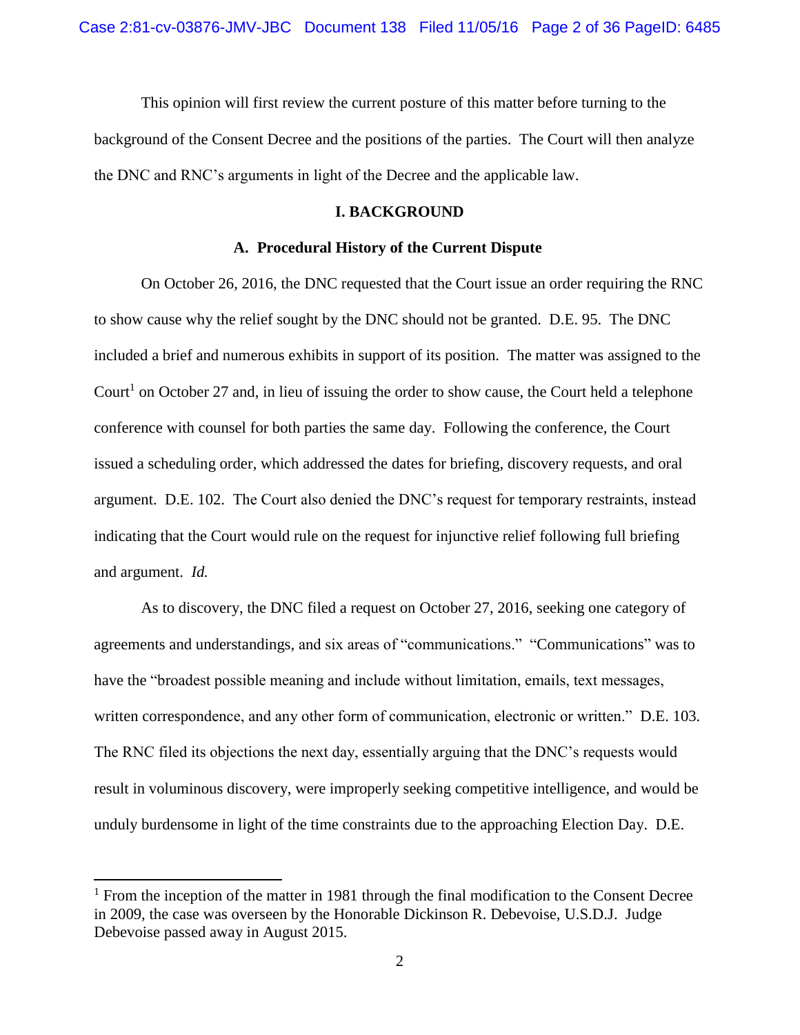This opinion will first review the current posture of this matter before turning to the background of the Consent Decree and the positions of the parties. The Court will then analyze the DNC and RNC's arguments in light of the Decree and the applicable law.

## I. BACKGROUND

### A. Procedural History of the Current Dispute

On October 26, 2016, the DNC requested that the Court issue an order requiring the RNC to show cause why the relief sought by the DNC should not be granted. D.E. 95. The DNC included a brief and numerous exhibits in support of its position. The matter was assigned to the Court[1] on October 27 and, in lieu of issuing the order to show cause, the Court held a telephone conference with counsel for both parties the same day. Following the conference, the Court issued a scheduling order, which addressed the dates for briefing, discovery requests, and oral argument. D.E. 102. The Court also denied the DNC's request for temporary restraints, instead indicating that the Court would rule on the request for injunctive relief following full briefing and argument. *Id.*

As to discovery, the DNC filed a request on October 27, 2016, seeking one category of agreements and understandings, and six areas of "communications." "Communications" was to have the "broadest possible meaning and include without limitation, emails, text messages, written correspondence, and any other form of communication, electronic or written." D.E. 103. The RNC filed its objections the next day, essentially arguing that the DNC's requests would result in voluminous discovery, were improperly seeking competitive intelligence, and would be unduly burdensome in light of the time constraints due to the approaching Election Day. D.E.

[1] From the inception of the matter in 1981 through the final modification to the Consent Decree in 2009, the case was overseen by the Honorable Dickinson R. Debevoise, U.S.D.J. Judge Debevoise passed away in August 2015.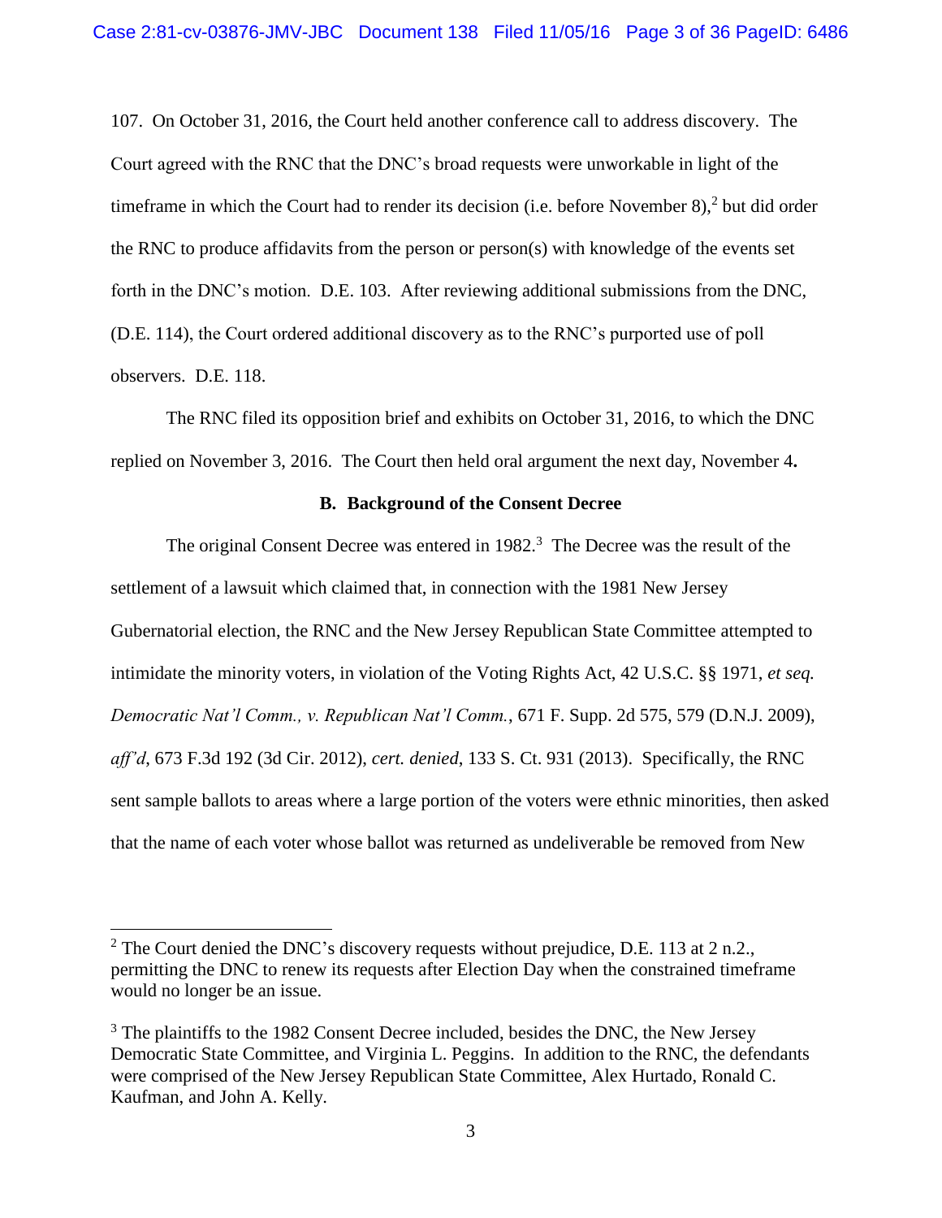107. On October 31, 2016, the Court held another conference call to address discovery. The Court agreed with the RNC that the DNC's broad requests were unworkable in light of the timeframe in which the Court had to render its decision (i.e. before November 8),[2] but did order the RNC to produce affidavits from the person or person(s) with knowledge of the events set forth in the DNC's motion. D.E. 103. After reviewing additional submissions from the DNC, (D.E. 114), the Court ordered additional discovery as to the RNC's purported use of poll observers. D.E. 118.

The RNC filed its opposition brief and exhibits on October 31, 2016, to which the DNC replied on November 3, 2016. The Court then held oral argument the next day, November 4**.**

**B. Background of the Consent Decree**

The original Consent Decree was entered in 1982.[3] The Decree was the result of the settlement of a lawsuit which claimed that, in connection with the 1981 New Jersey Gubernatorial election, the RNC and the New Jersey Republican State Committee attempted to intimidate the minority voters, in violation of the Voting Rights Act, 42 U.S.C. §§ 1971, *et seq.* *Democratic Nat'l Comm., v. Republican Nat'l Comm.*, 671 F. Supp. 2d 575, 579 (D.N.J. 2009), *aff'd*, 673 F.3d 192 (3d Cir. 2012), *cert. denied*, 133 S. Ct. 931 (2013). Specifically, the RNC sent sample ballots to areas where a large portion of the voters were ethnic minorities, then asked that the name of each voter whose ballot was returned as undeliverable be removed from New

---

[2] The Court denied the DNC's discovery requests without prejudice, D.E. 113 at 2 n.2., permitting the DNC to renew its requests after Election Day when the constrained timeframe would no longer be an issue.

[3] The plaintiffs to the 1982 Consent Decree included, besides the DNC, the New Jersey Democratic State Committee, and Virginia L. Peggins. In addition to the RNC, the defendants were comprised of the New Jersey Republican State Committee, Alex Hurtado, Ronald C. Kaufman, and John A. Kelly.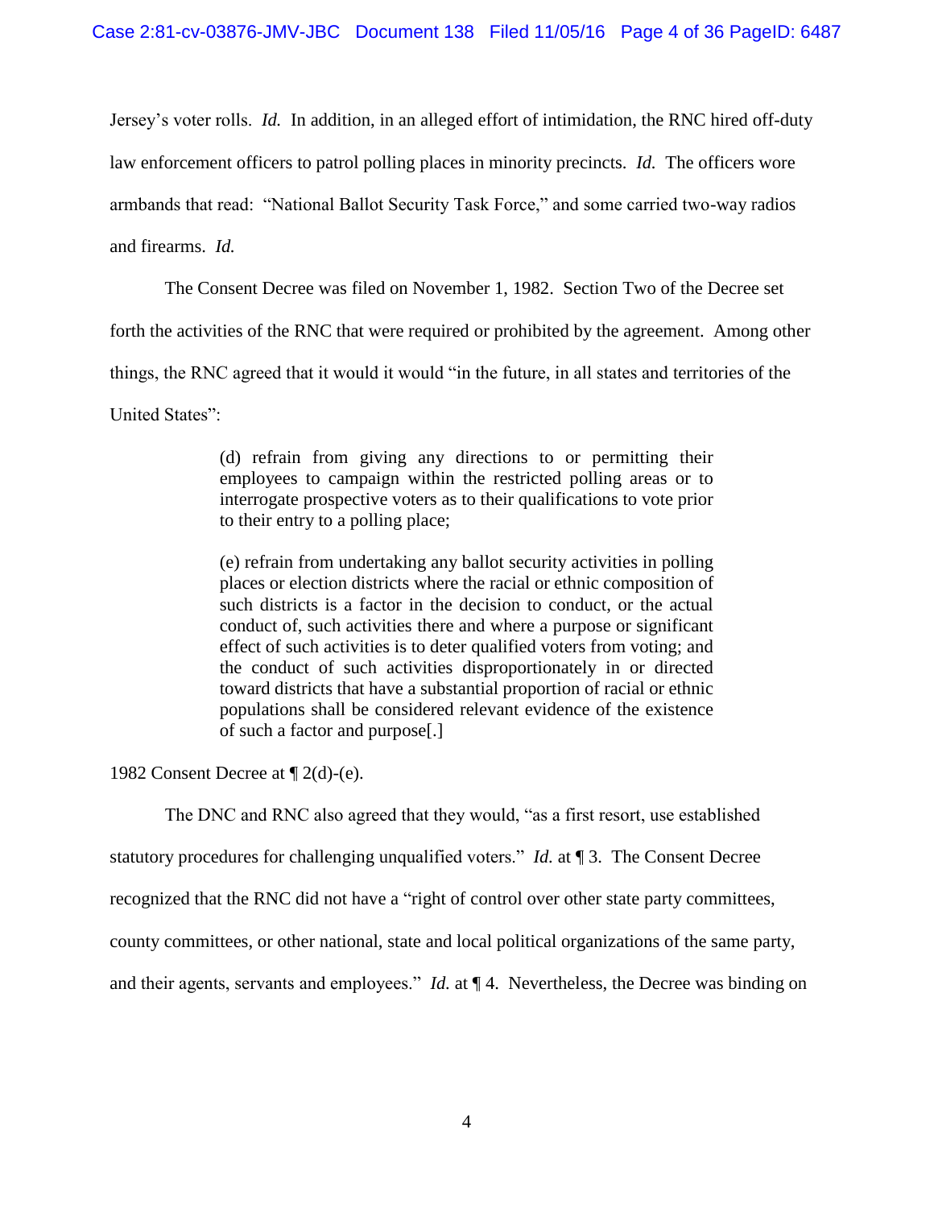Jersey's voter rolls. *Id.* In addition, in an alleged effort of intimidation, the RNC hired off-duty law enforcement officers to patrol polling places in minority precincts. *Id.* The officers wore armbands that read: "National Ballot Security Task Force," and some carried two-way radios and firearms. *Id.*

The Consent Decree was filed on November 1, 1982. Section Two of the Decree set forth the activities of the RNC that were required or prohibited by the agreement. Among other things, the RNC agreed that it would it would "in the future, in all states and territories of the United States":

> (d) refrain from giving any directions to or permitting their employees to campaign within the restricted polling areas or to interrogate prospective voters as to their qualifications to vote prior to their entry to a polling place;
>
> (e) refrain from undertaking any ballot security activities in polling places or election districts where the racial or ethnic composition of such districts is a factor in the decision to conduct, or the actual conduct of, such activities there and where a purpose or significant effect of such activities is to deter qualified voters from voting; and the conduct of such activities disproportionately in or directed toward districts that have a substantial proportion of racial or ethnic populations shall be considered relevant evidence of the existence of such a factor and purpose[.]

1982 Consent Decree at ¶ 2(d)-(e).

The DNC and RNC also agreed that they would, "as a first resort, use established statutory procedures for challenging unqualified voters." *Id.* at ¶ 3. The Consent Decree recognized that the RNC did not have a "right of control over other state party committees, county committees, or other national, state and local political organizations of the same party, and their agents, servants and employees." *Id.* at ¶ 4. Nevertheless, the Decree was binding on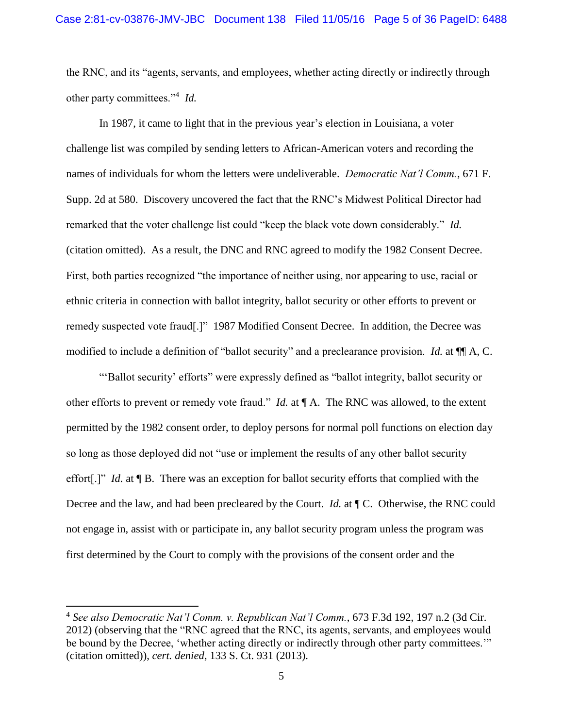the RNC, and its "agents, servants, and employees, whether acting directly or indirectly through other party committees."[4] *Id.*

In 1987, it came to light that in the previous year's election in Louisiana, a voter challenge list was compiled by sending letters to African-American voters and recording the names of individuals for whom the letters were undeliverable. *Democratic Nat'l Comm.*, 671 F. Supp. 2d at 580. Discovery uncovered the fact that the RNC's Midwest Political Director had remarked that the voter challenge list could "keep the black vote down considerably." *Id.* (citation omitted). As a result, the DNC and RNC agreed to modify the 1982 Consent Decree. First, both parties recognized "the importance of neither using, nor appearing to use, racial or ethnic criteria in connection with ballot integrity, ballot security or other efforts to prevent or remedy suspected vote fraud[.]" 1987 Modified Consent Decree. In addition, the Decree was modified to include a definition of "ballot security" and a preclearance provision. *Id.* at ¶¶ A, C.

"'Ballot security' efforts" were expressly defined as "ballot integrity, ballot security or other efforts to prevent or remedy vote fraud." *Id.* at ¶ A. The RNC was allowed, to the extent permitted by the 1982 consent order, to deploy persons for normal poll functions on election day so long as those deployed did not "use or implement the results of any other ballot security effort[.]" *Id.* at ¶ B. There was an exception for ballot security efforts that complied with the Decree and the law, and had been precleared by the Court. *Id.* at ¶ C. Otherwise, the RNC could not engage in, assist with or participate in, any ballot security program unless the program was first determined by the Court to comply with the provisions of the consent order and the

---

[4] *See also Democratic Nat'l Comm. v. Republican Nat'l Comm.*, 673 F.3d 192, 197 n.2 (3d Cir. 2012) (observing that the "RNC agreed that the RNC, its agents, servants, and employees would be bound by the Decree, 'whether acting directly or indirectly through other party committees.'" (citation omitted)), *cert. denied*, 133 S. Ct. 931 (2013).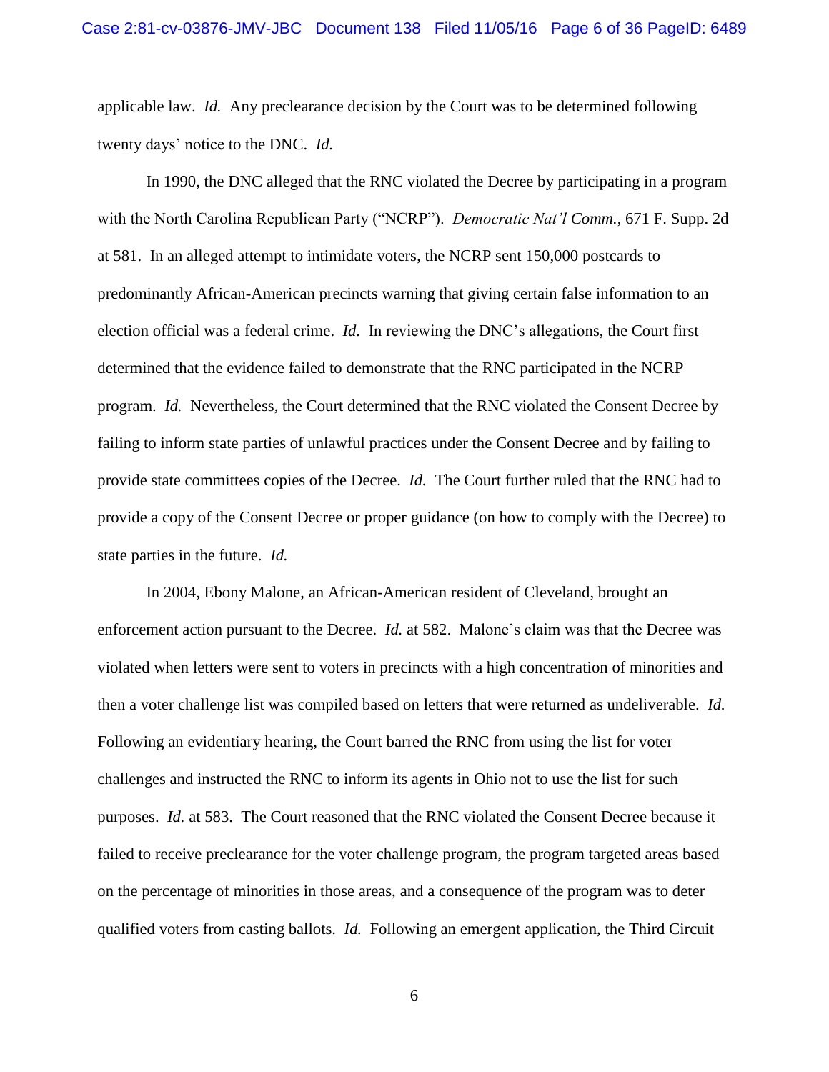applicable law. *Id.* Any preclearance decision by the Court was to be determined following twenty days' notice to the DNC. *Id.*

In 1990, the DNC alleged that the RNC violated the Decree by participating in a program with the North Carolina Republican Party ("NCRP"). *Democratic Nat'l Comm.*, 671 F. Supp. 2d at 581. In an alleged attempt to intimidate voters, the NCRP sent 150,000 postcards to predominantly African-American precincts warning that giving certain false information to an election official was a federal crime. *Id.* In reviewing the DNC's allegations, the Court first determined that the evidence failed to demonstrate that the RNC participated in the NCRP program. *Id.* Nevertheless, the Court determined that the RNC violated the Consent Decree by failing to inform state parties of unlawful practices under the Consent Decree and by failing to provide state committees copies of the Decree. *Id.* The Court further ruled that the RNC had to provide a copy of the Consent Decree or proper guidance (on how to comply with the Decree) to state parties in the future. *Id.*

In 2004, Ebony Malone, an African-American resident of Cleveland, brought an enforcement action pursuant to the Decree. *Id.* at 582. Malone's claim was that the Decree was violated when letters were sent to voters in precincts with a high concentration of minorities and then a voter challenge list was compiled based on letters that were returned as undeliverable. *Id.* Following an evidentiary hearing, the Court barred the RNC from using the list for voter challenges and instructed the RNC to inform its agents in Ohio not to use the list for such purposes. *Id.* at 583. The Court reasoned that the RNC violated the Consent Decree because it failed to receive preclearance for the voter challenge program, the program targeted areas based on the percentage of minorities in those areas, and a consequence of the program was to deter qualified voters from casting ballots. *Id.* Following an emergent application, the Third Circuit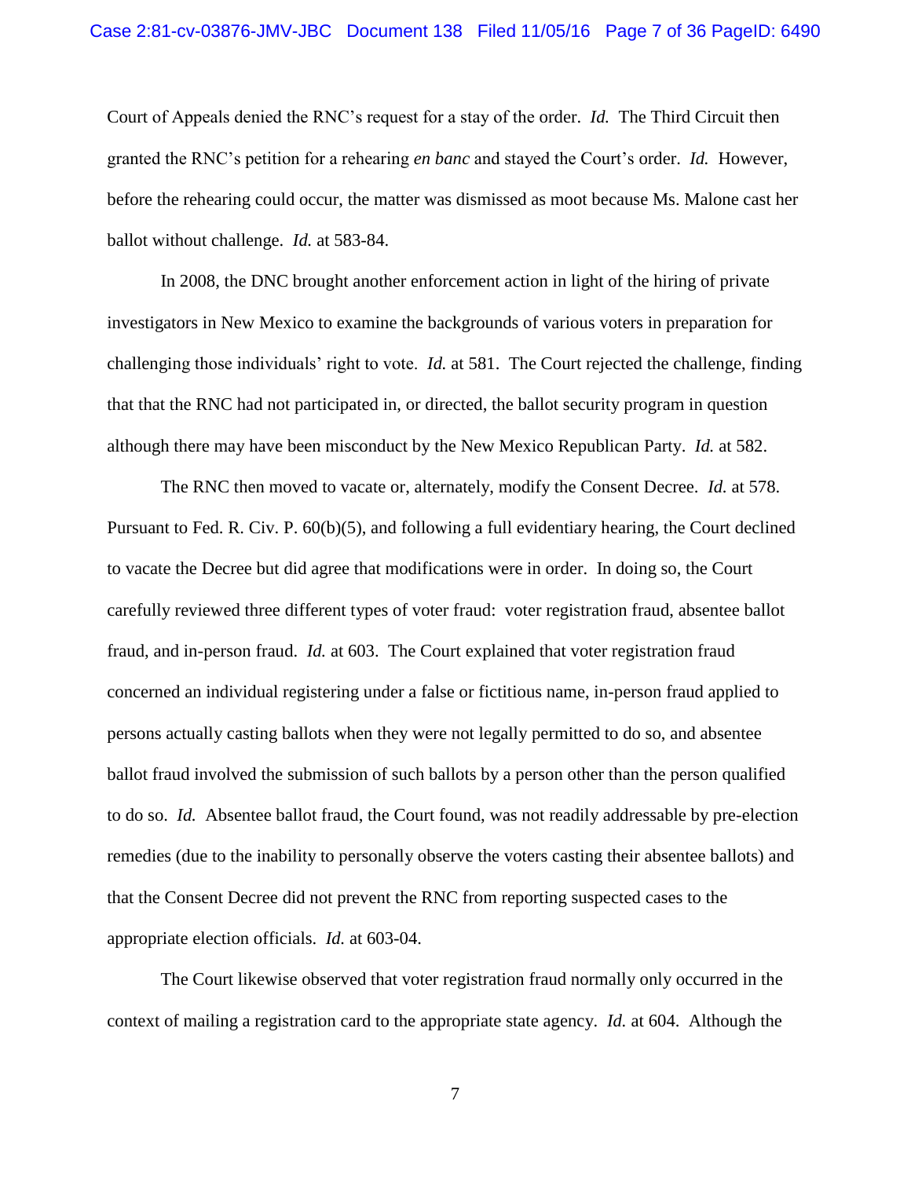Court of Appeals denied the RNC's request for a stay of the order. *Id.* The Third Circuit then granted the RNC's petition for a rehearing *en banc* and stayed the Court's order. *Id.* However, before the rehearing could occur, the matter was dismissed as moot because Ms. Malone cast her ballot without challenge. *Id.* at 583-84.

In 2008, the DNC brought another enforcement action in light of the hiring of private investigators in New Mexico to examine the backgrounds of various voters in preparation for challenging those individuals' right to vote. *Id.* at 581. The Court rejected the challenge, finding that that the RNC had not participated in, or directed, the ballot security program in question although there may have been misconduct by the New Mexico Republican Party. *Id.* at 582.

The RNC then moved to vacate or, alternately, modify the Consent Decree. *Id.* at 578. Pursuant to Fed. R. Civ. P. 60(b)(5), and following a full evidentiary hearing, the Court declined to vacate the Decree but did agree that modifications were in order. In doing so, the Court carefully reviewed three different types of voter fraud: voter registration fraud, absentee ballot fraud, and in-person fraud. *Id.* at 603. The Court explained that voter registration fraud concerned an individual registering under a false or fictitious name, in-person fraud applied to persons actually casting ballots when they were not legally permitted to do so, and absentee ballot fraud involved the submission of such ballots by a person other than the person qualified to do so. *Id.* Absentee ballot fraud, the Court found, was not readily addressable by pre-election remedies (due to the inability to personally observe the voters casting their absentee ballots) and that the Consent Decree did not prevent the RNC from reporting suspected cases to the appropriate election officials. *Id.* at 603-04.

The Court likewise observed that voter registration fraud normally only occurred in the context of mailing a registration card to the appropriate state agency. *Id.* at 604. Although the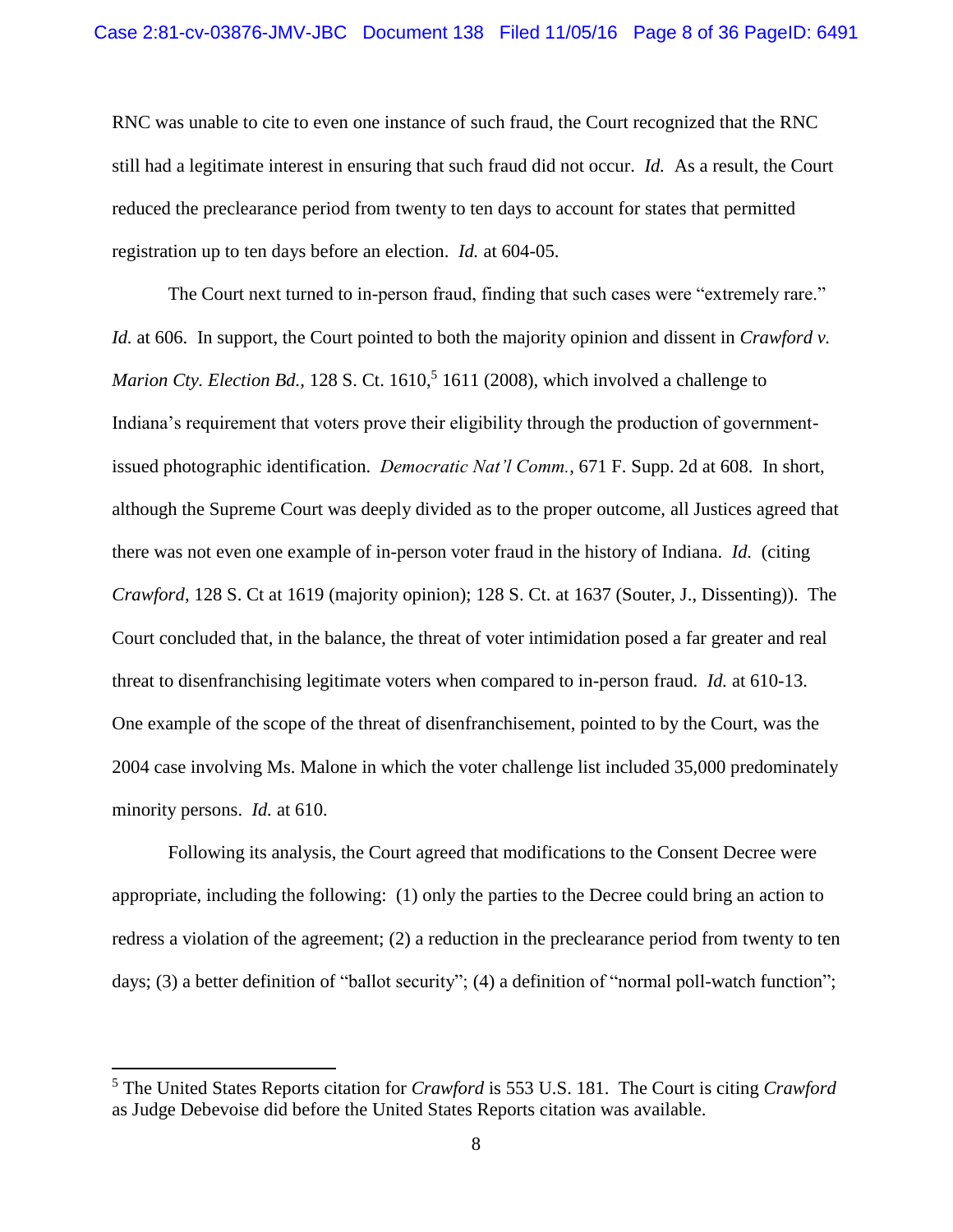RNC was unable to cite to even one instance of such fraud, the Court recognized that the RNC still had a legitimate interest in ensuring that such fraud did not occur. *Id.* As a result, the Court reduced the preclearance period from twenty to ten days to account for states that permitted registration up to ten days before an election. *Id.* at 604-05.

The Court next turned to in-person fraud, finding that such cases were "extremely rare." *Id.* at 606. In support, the Court pointed to both the majority opinion and dissent in *Crawford v. Marion Cty. Election Bd.*, 128 S. Ct. 1610,[5] 1611 (2008), which involved a challenge to Indiana's requirement that voters prove their eligibility through the production of government-issued photographic identification. *Democratic Nat'l Comm.*, 671 F. Supp. 2d at 608. In short, although the Supreme Court was deeply divided as to the proper outcome, all Justices agreed that there was not even one example of in-person voter fraud in the history of Indiana. *Id.* (citing *Crawford*, 128 S. Ct at 1619 (majority opinion); 128 S. Ct. at 1637 (Souter, J., Dissenting)). The Court concluded that, in the balance, the threat of voter intimidation posed a far greater and real threat to disenfranchising legitimate voters when compared to in-person fraud. *Id.* at 610-13. One example of the scope of the threat of disenfranchisement, pointed to by the Court, was the 2004 case involving Ms. Malone in which the voter challenge list included 35,000 predominately minority persons. *Id.* at 610.

Following its analysis, the Court agreed that modifications to the Consent Decree were appropriate, including the following: (1) only the parties to the Decree could bring an action to redress a violation of the agreement; (2) a reduction in the preclearance period from twenty to ten days; (3) a better definition of "ballot security"; (4) a definition of "normal poll-watch function";

---

[5] The United States Reports citation for *Crawford* is 553 U.S. 181. The Court is citing *Crawford* as Judge Debevoise did before the United States Reports citation was available.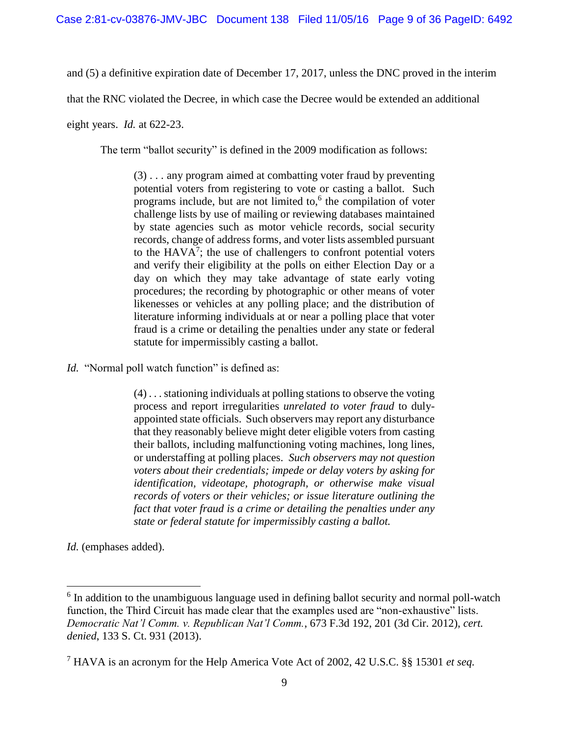and (5) a definitive expiration date of December 17, 2017, unless the DNC proved in the interim that the RNC violated the Decree, in which case the Decree would be extended an additional eight years. *Id.* at 622-23.

The term "ballot security" is defined in the 2009 modification as follows:

> (3) . . . any program aimed at combatting voter fraud by preventing potential voters from registering to vote or casting a ballot. Such programs include, but are not limited to,[6] the compilation of voter challenge lists by use of mailing or reviewing databases maintained by state agencies such as motor vehicle records, social security records, change of address forms, and voter lists assembled pursuant to the HAVA[7]; the use of challengers to confront potential voters and verify their eligibility at the polls on either Election Day or a day on which they may take advantage of state early voting procedures; the recording by photographic or other means of voter likenesses or vehicles at any polling place; and the distribution of literature informing individuals at or near a polling place that voter fraud is a crime or detailing the penalties under any state or federal statute for impermissibly casting a ballot.

*Id.* "Normal poll watch function" is defined as:

> (4) . . . stationing individuals at polling stations to observe the voting process and report irregularities *unrelated to voter fraud* to duly-appointed state officials. Such observers may report any disturbance that they reasonably believe might deter eligible voters from casting their ballots, including malfunctioning voting machines, long lines, or understaffing at polling places. *Such observers may not question voters about their credentials; impede or delay voters by asking for identification, videotape, photograph, or otherwise make visual records of voters or their vehicles; or issue literature outlining the fact that voter fraud is a crime or detailing the penalties under any state or federal statute for impermissibly casting a ballot.*

*Id.* (emphases added).

---

[6] In addition to the unambiguous language used in defining ballot security and normal poll-watch function, the Third Circuit has made clear that the examples used are "non-exhaustive" lists. *Democratic Nat'l Comm. v. Republican Nat'l Comm.*, 673 F.3d 192, 201 (3d Cir. 2012), *cert. denied*, 133 S. Ct. 931 (2013).

[7] HAVA is an acronym for the Help America Vote Act of 2002, 42 U.S.C. §§ 15301 *et seq.*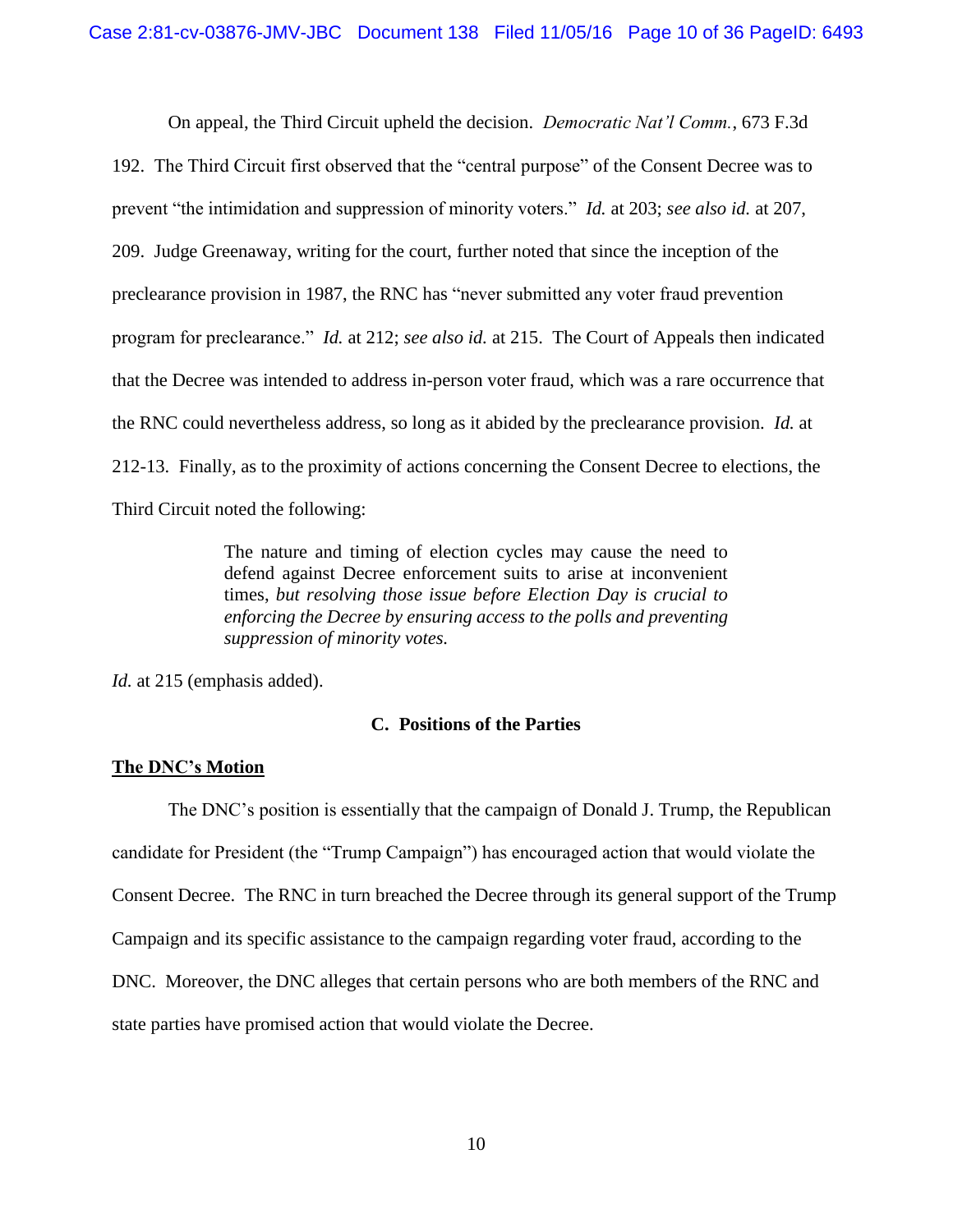On appeal, the Third Circuit upheld the decision. *Democratic Nat'l Comm.*, 673 F.3d 192. The Third Circuit first observed that the "central purpose" of the Consent Decree was to prevent "the intimidation and suppression of minority voters." *Id.* at 203; *see also id.* at 207, 209. Judge Greenaway, writing for the court, further noted that since the inception of the preclearance provision in 1987, the RNC has "never submitted any voter fraud prevention program for preclearance." *Id.* at 212; *see also id.* at 215. The Court of Appeals then indicated that the Decree was intended to address in-person voter fraud, which was a rare occurrence that the RNC could nevertheless address, so long as it abided by the preclearance provision. *Id.* at 212-13. Finally, as to the proximity of actions concerning the Consent Decree to elections, the Third Circuit noted the following:

> The nature and timing of election cycles may cause the need to defend against Decree enforcement suits to arise at inconvenient times, *but resolving those issue before Election Day is crucial to enforcing the Decree by ensuring access to the polls and preventing suppression of minority votes.*

*Id.* at 215 (emphasis added).

### C. Positions of the Parties

**The DNC's Motion**

The DNC's position is essentially that the campaign of Donald J. Trump, the Republican candidate for President (the "Trump Campaign") has encouraged action that would violate the Consent Decree. The RNC in turn breached the Decree through its general support of the Trump Campaign and its specific assistance to the campaign regarding voter fraud, according to the DNC. Moreover, the DNC alleges that certain persons who are both members of the RNC and state parties have promised action that would violate the Decree.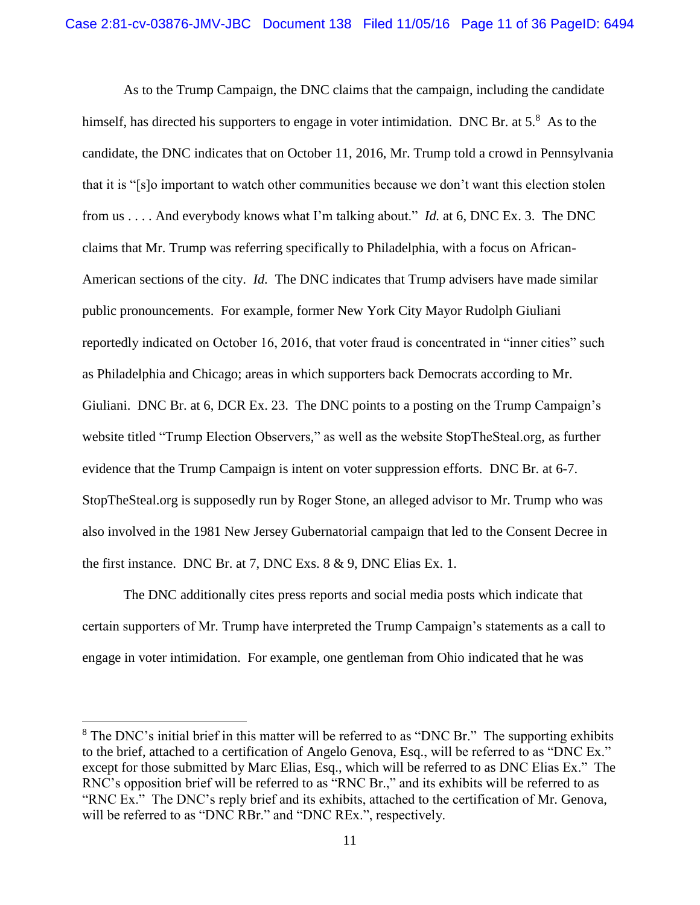As to the Trump Campaign, the DNC claims that the campaign, including the candidate himself, has directed his supporters to engage in voter intimidation. DNC Br. at 5.[8] As to the candidate, the DNC indicates that on October 11, 2016, Mr. Trump told a crowd in Pennsylvania that it is "[s]o important to watch other communities because we don't want this election stolen from us . . . . And everybody knows what I'm talking about." *Id.* at 6, DNC Ex. 3. The DNC claims that Mr. Trump was referring specifically to Philadelphia, with a focus on African-American sections of the city. *Id.* The DNC indicates that Trump advisers have made similar public pronouncements. For example, former New York City Mayor Rudolph Giuliani reportedly indicated on October 16, 2016, that voter fraud is concentrated in "inner cities" such as Philadelphia and Chicago; areas in which supporters back Democrats according to Mr. Giuliani. DNC Br. at 6, DCR Ex. 23. The DNC points to a posting on the Trump Campaign's website titled "Trump Election Observers," as well as the website StopTheSteal.org, as further evidence that the Trump Campaign is intent on voter suppression efforts. DNC Br. at 6-7. StopTheSteal.org is supposedly run by Roger Stone, an alleged advisor to Mr. Trump who was also involved in the 1981 New Jersey Gubernatorial campaign that led to the Consent Decree in the first instance. DNC Br. at 7, DNC Exs. 8 & 9, DNC Elias Ex. 1.

The DNC additionally cites press reports and social media posts which indicate that certain supporters of Mr. Trump have interpreted the Trump Campaign's statements as a call to engage in voter intimidation. For example, one gentleman from Ohio indicated that he was

---

[8] The DNC's initial brief in this matter will be referred to as "DNC Br." The supporting exhibits to the brief, attached to a certification of Angelo Genova, Esq., will be referred to as "DNC Ex." except for those submitted by Marc Elias, Esq., which will be referred to as DNC Elias Ex." The RNC's opposition brief will be referred to as "RNC Br.," and its exhibits will be referred to as "RNC Ex." The DNC's reply brief and its exhibits, attached to the certification of Mr. Genova, will be referred to as "DNC RBr." and "DNC REx.", respectively.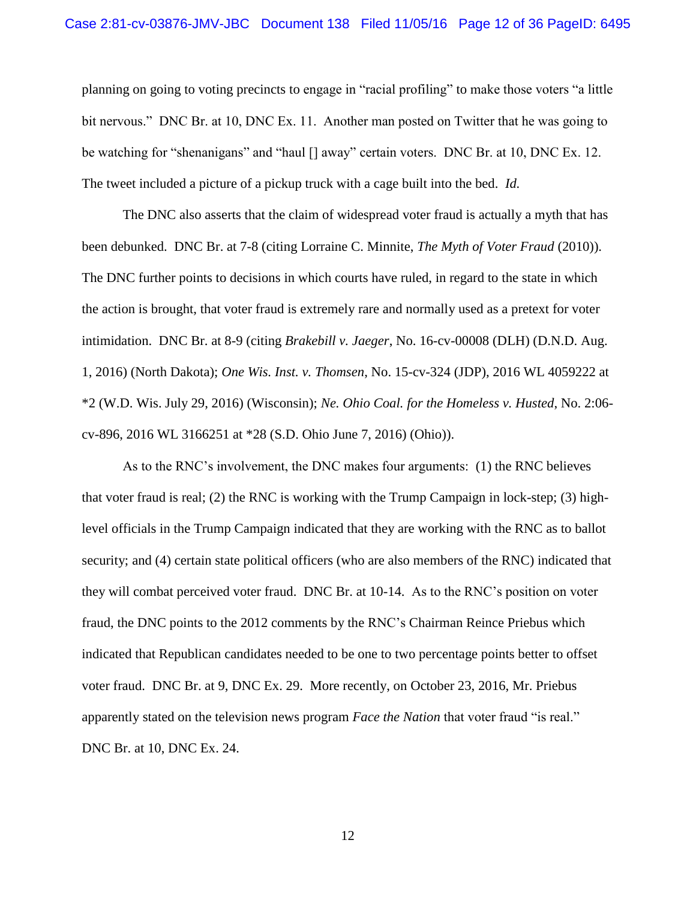planning on going to voting precincts to engage in "racial profiling" to make those voters "a little bit nervous." DNC Br. at 10, DNC Ex. 11. Another man posted on Twitter that he was going to be watching for "shenanigans" and "haul [] away" certain voters. DNC Br. at 10, DNC Ex. 12. The tweet included a picture of a pickup truck with a cage built into the bed. *Id.*

The DNC also asserts that the claim of widespread voter fraud is actually a myth that has been debunked. DNC Br. at 7-8 (citing Lorraine C. Minnite, *The Myth of Voter Fraud* (2010)). The DNC further points to decisions in which courts have ruled, in regard to the state in which the action is brought, that voter fraud is extremely rare and normally used as a pretext for voter intimidation. DNC Br. at 8-9 (citing *Brakebill v. Jaeger*, No. 16-cv-00008 (DLH) (D.N.D. Aug. 1, 2016) (North Dakota); *One Wis. Inst. v. Thomsen*, No. 15-cv-324 (JDP), 2016 WL 4059222 at *2 (W.D. Wis. July 29, 2016) (Wisconsin); *Ne. Ohio Coal. for the Homeless v. Husted*, No. 2:06-cv-896, 2016 WL 3166251 at *28 (S.D. Ohio June 7, 2016) (Ohio)).

As to the RNC's involvement, the DNC makes four arguments: (1) the RNC believes that voter fraud is real; (2) the RNC is working with the Trump Campaign in lock-step; (3) high-level officials in the Trump Campaign indicated that they are working with the RNC as to ballot security; and (4) certain state political officers (who are also members of the RNC) indicated that they will combat perceived voter fraud. DNC Br. at 10-14. As to the RNC's position on voter fraud, the DNC points to the 2012 comments by the RNC's Chairman Reince Priebus which indicated that Republican candidates needed to be one to two percentage points better to offset voter fraud. DNC Br. at 9, DNC Ex. 29. More recently, on October 23, 2016, Mr. Priebus apparently stated on the television news program *Face the Nation* that voter fraud "is real." DNC Br. at 10, DNC Ex. 24.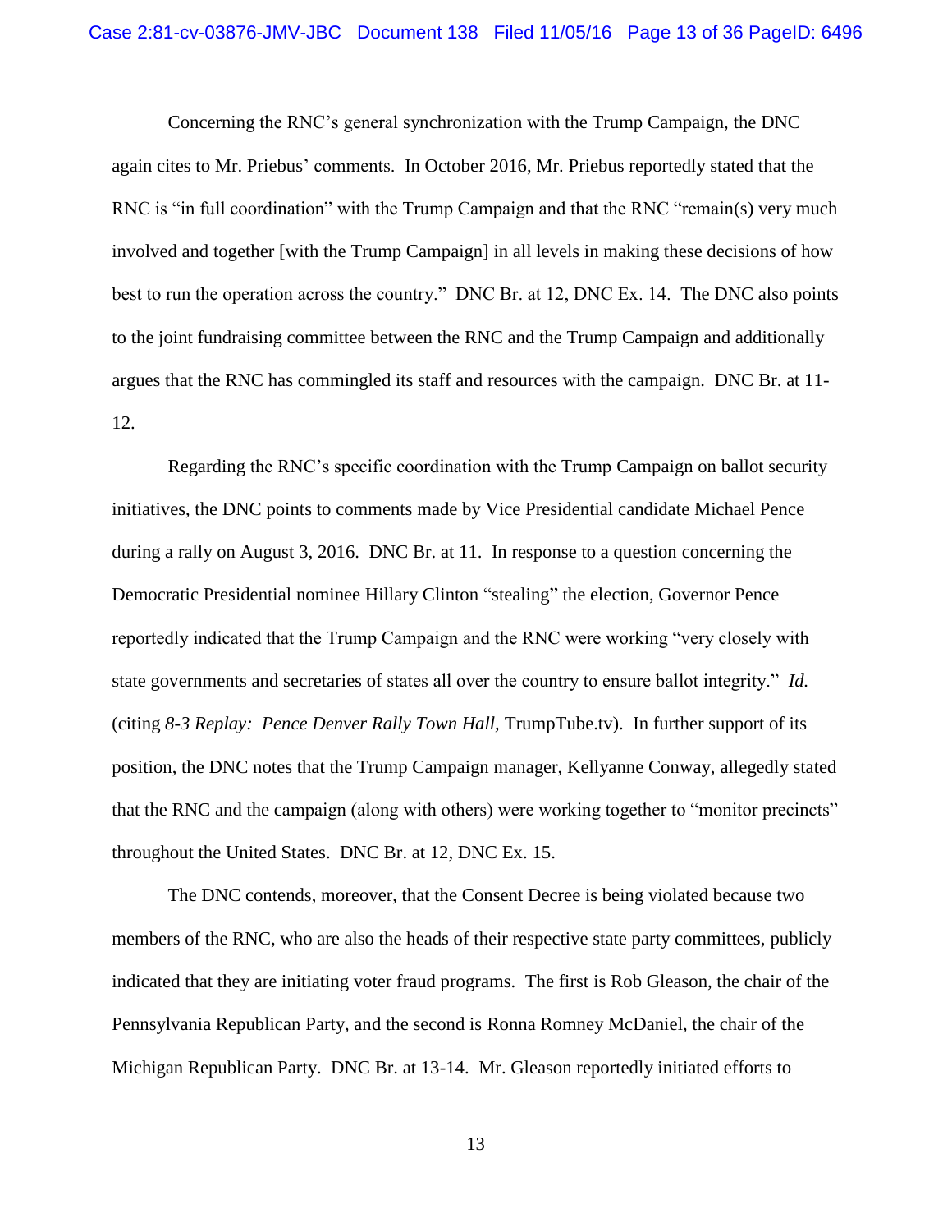Concerning the RNC's general synchronization with the Trump Campaign, the DNC again cites to Mr. Priebus' comments. In October 2016, Mr. Priebus reportedly stated that the RNC is "in full coordination" with the Trump Campaign and that the RNC "remain(s) very much involved and together [with the Trump Campaign] in all levels in making these decisions of how best to run the operation across the country." DNC Br. at 12, DNC Ex. 14. The DNC also points to the joint fundraising committee between the RNC and the Trump Campaign and additionally argues that the RNC has commingled its staff and resources with the campaign. DNC Br. at 11-12.

Regarding the RNC's specific coordination with the Trump Campaign on ballot security initiatives, the DNC points to comments made by Vice Presidential candidate Michael Pence during a rally on August 3, 2016. DNC Br. at 11. In response to a question concerning the Democratic Presidential nominee Hillary Clinton "stealing" the election, Governor Pence reportedly indicated that the Trump Campaign and the RNC were working "very closely with state governments and secretaries of states all over the country to ensure ballot integrity." *Id.* (citing *8-3 Replay: Pence Denver Rally Town Hall,* TrumpTube.tv). In further support of its position, the DNC notes that the Trump Campaign manager, Kellyanne Conway, allegedly stated that the RNC and the campaign (along with others) were working together to "monitor precincts" throughout the United States. DNC Br. at 12, DNC Ex. 15.

The DNC contends, moreover, that the Consent Decree is being violated because two members of the RNC, who are also the heads of their respective state party committees, publicly indicated that they are initiating voter fraud programs. The first is Rob Gleason, the chair of the Pennsylvania Republican Party, and the second is Ronna Romney McDaniel, the chair of the Michigan Republican Party. DNC Br. at 13-14. Mr. Gleason reportedly initiated efforts to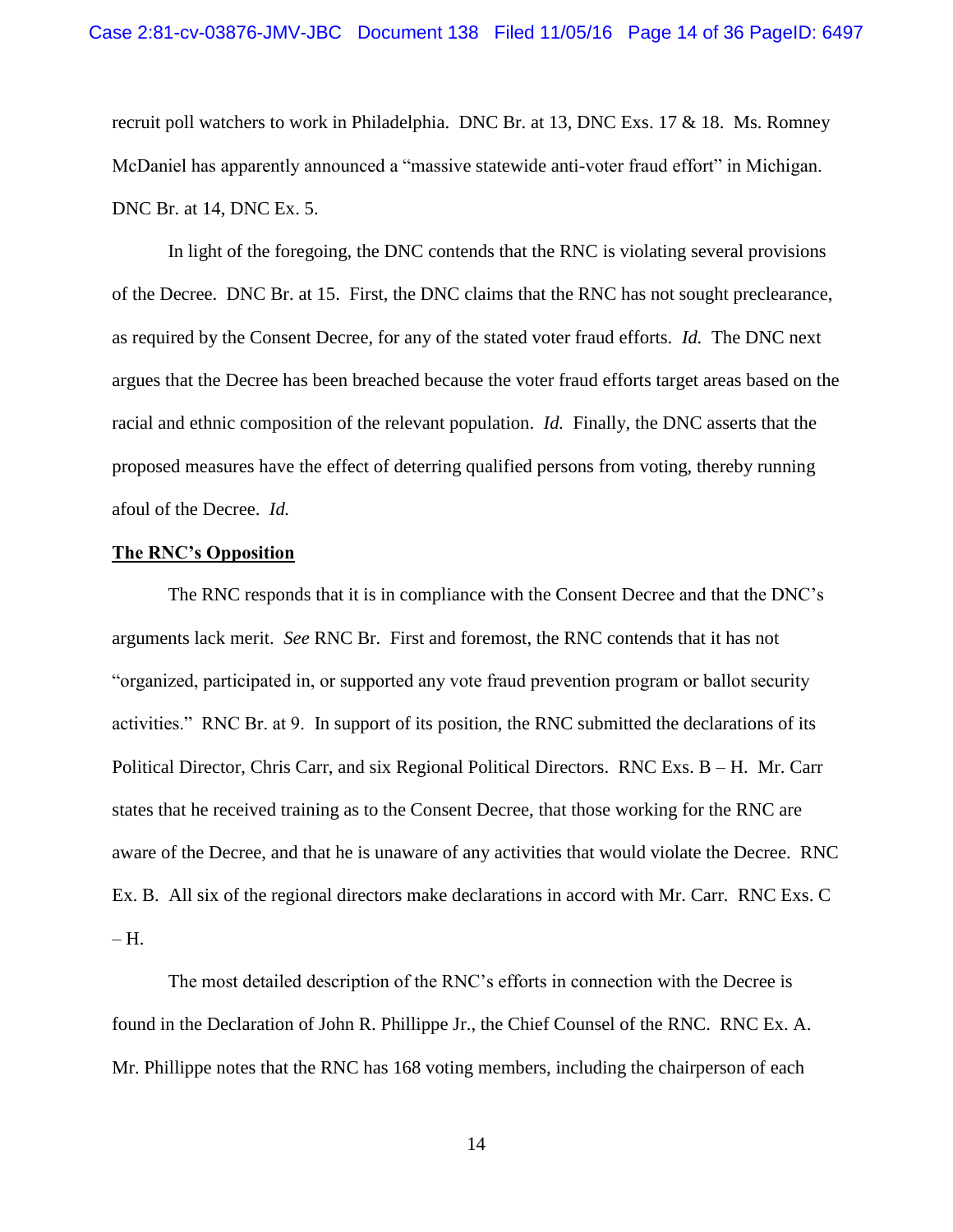recruit poll watchers to work in Philadelphia. DNC Br. at 13, DNC Exs. 17 & 18. Ms. Romney McDaniel has apparently announced a "massive statewide anti-voter fraud effort" in Michigan. DNC Br. at 14, DNC Ex. 5.

In light of the foregoing, the DNC contends that the RNC is violating several provisions of the Decree. DNC Br. at 15. First, the DNC claims that the RNC has not sought preclearance, as required by the Consent Decree, for any of the stated voter fraud efforts. *Id.* The DNC next argues that the Decree has been breached because the voter fraud efforts target areas based on the racial and ethnic composition of the relevant population. *Id.* Finally, the DNC asserts that the proposed measures have the effect of deterring qualified persons from voting, thereby running afoul of the Decree. *Id.*

**The RNC's Opposition**

The RNC responds that it is in compliance with the Consent Decree and that the DNC's arguments lack merit. *See* RNC Br. First and foremost, the RNC contends that it has not "organized, participated in, or supported any vote fraud prevention program or ballot security activities." RNC Br. at 9. In support of its position, the RNC submitted the declarations of its Political Director, Chris Carr, and six Regional Political Directors. RNC Exs. B – H. Mr. Carr states that he received training as to the Consent Decree, that those working for the RNC are aware of the Decree, and that he is unaware of any activities that would violate the Decree. RNC Ex. B. All six of the regional directors make declarations in accord with Mr. Carr. RNC Exs. C – H.

The most detailed description of the RNC's efforts in connection with the Decree is found in the Declaration of John R. Phillippe Jr., the Chief Counsel of the RNC. RNC Ex. A. Mr. Phillippe notes that the RNC has 168 voting members, including the chairperson of each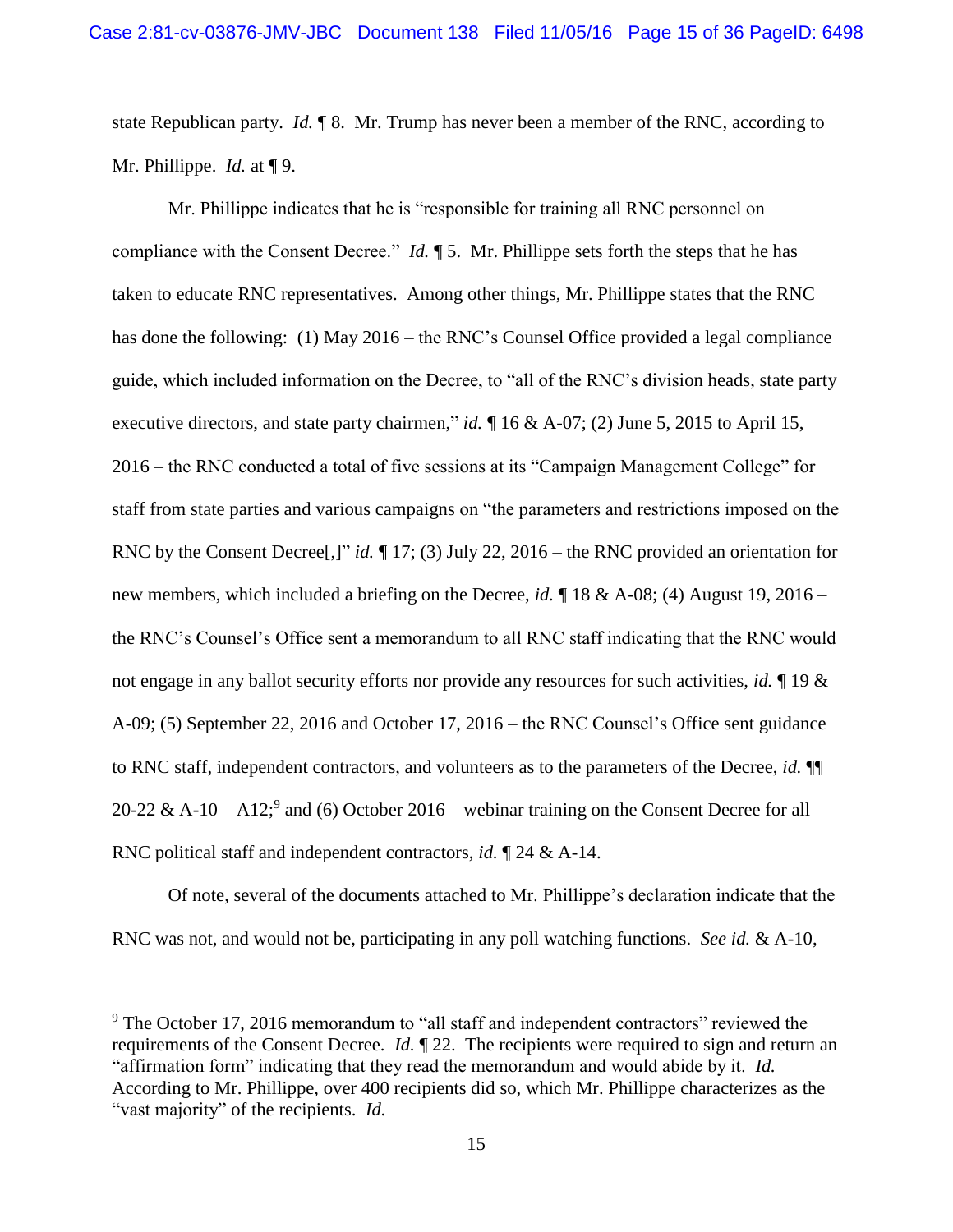state Republican party. *Id.* ¶ 8. Mr. Trump has never been a member of the RNC, according to Mr. Phillippe. *Id.* at ¶ 9.

Mr. Phillippe indicates that he is "responsible for training all RNC personnel on compliance with the Consent Decree." *Id.* ¶ 5. Mr. Phillippe sets forth the steps that he has taken to educate RNC representatives. Among other things, Mr. Phillippe states that the RNC has done the following: (1) May 2016 – the RNC's Counsel Office provided a legal compliance guide, which included information on the Decree, to "all of the RNC's division heads, state party executive directors, and state party chairmen," *id.* ¶ 16 & A-07; (2) June 5, 2015 to April 15, 2016 – the RNC conducted a total of five sessions at its "Campaign Management College" for staff from state parties and various campaigns on "the parameters and restrictions imposed on the RNC by the Consent Decree[,]" *id.* ¶ 17; (3) July 22, 2016 – the RNC provided an orientation for new members, which included a briefing on the Decree, *id.* ¶ 18 & A-08; (4) August 19, 2016 – the RNC's Counsel's Office sent a memorandum to all RNC staff indicating that the RNC would not engage in any ballot security efforts nor provide any resources for such activities, *id.* ¶ 19 & A-09; (5) September 22, 2016 and October 17, 2016 – the RNC Counsel's Office sent guidance to RNC staff, independent contractors, and volunteers as to the parameters of the Decree, *id.* ¶¶ 20-22 & A-10 – A12;[9] and (6) October 2016 – webinar training on the Consent Decree for all RNC political staff and independent contractors, *id.* ¶ 24 & A-14.

Of note, several of the documents attached to Mr. Phillippe's declaration indicate that the RNC was not, and would not be, participating in any poll watching functions. *See id.* & A-10,

---

[9] The October 17, 2016 memorandum to "all staff and independent contractors" reviewed the requirements of the Consent Decree. *Id.* ¶ 22. The recipients were required to sign and return an "affirmation form" indicating that they read the memorandum and would abide by it. *Id.* According to Mr. Phillippe, over 400 recipients did so, which Mr. Phillippe characterizes as the "vast majority" of the recipients. *Id.*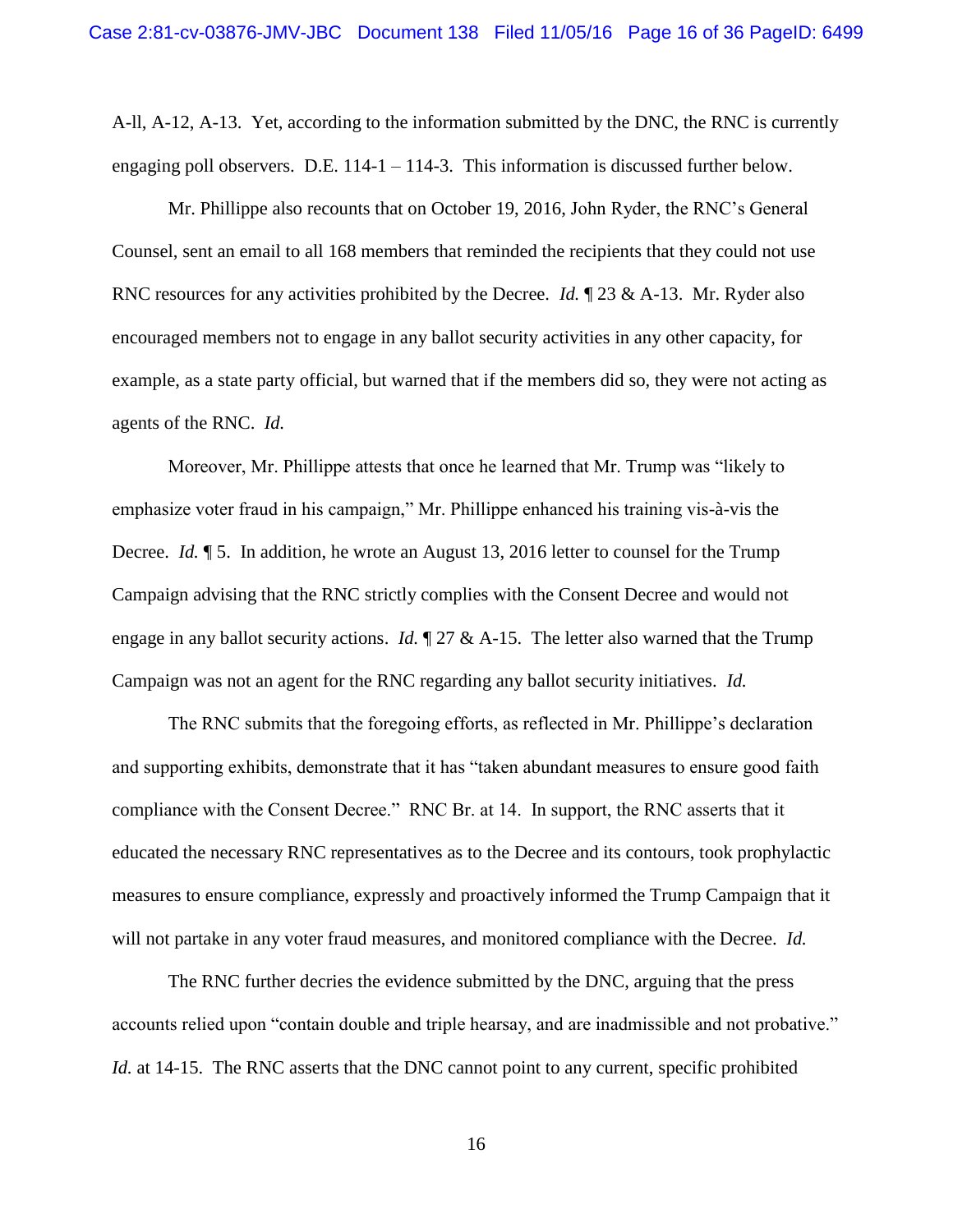A-ll, A-12, A-13. Yet, according to the information submitted by the DNC, the RNC is currently engaging poll observers. D.E. 114-1 – 114-3. This information is discussed further below.

Mr. Phillippe also recounts that on October 19, 2016, John Ryder, the RNC's General Counsel, sent an email to all 168 members that reminded the recipients that they could not use RNC resources for any activities prohibited by the Decree. *Id.* ¶ 23 & A-13. Mr. Ryder also encouraged members not to engage in any ballot security activities in any other capacity, for example, as a state party official, but warned that if the members did so, they were not acting as agents of the RNC. *Id.*

Moreover, Mr. Phillippe attests that once he learned that Mr. Trump was "likely to emphasize voter fraud in his campaign," Mr. Phillippe enhanced his training vis-à-vis the Decree. *Id.* ¶ 5. In addition, he wrote an August 13, 2016 letter to counsel for the Trump Campaign advising that the RNC strictly complies with the Consent Decree and would not engage in any ballot security actions. *Id.* ¶ 27 & A-15. The letter also warned that the Trump Campaign was not an agent for the RNC regarding any ballot security initiatives. *Id.*

The RNC submits that the foregoing efforts, as reflected in Mr. Phillippe's declaration and supporting exhibits, demonstrate that it has "taken abundant measures to ensure good faith compliance with the Consent Decree." RNC Br. at 14. In support, the RNC asserts that it educated the necessary RNC representatives as to the Decree and its contours, took prophylactic measures to ensure compliance, expressly and proactively informed the Trump Campaign that it will not partake in any voter fraud measures, and monitored compliance with the Decree. *Id.*

The RNC further decries the evidence submitted by the DNC, arguing that the press accounts relied upon "contain double and triple hearsay, and are inadmissible and not probative." *Id.* at 14-15. The RNC asserts that the DNC cannot point to any current, specific prohibited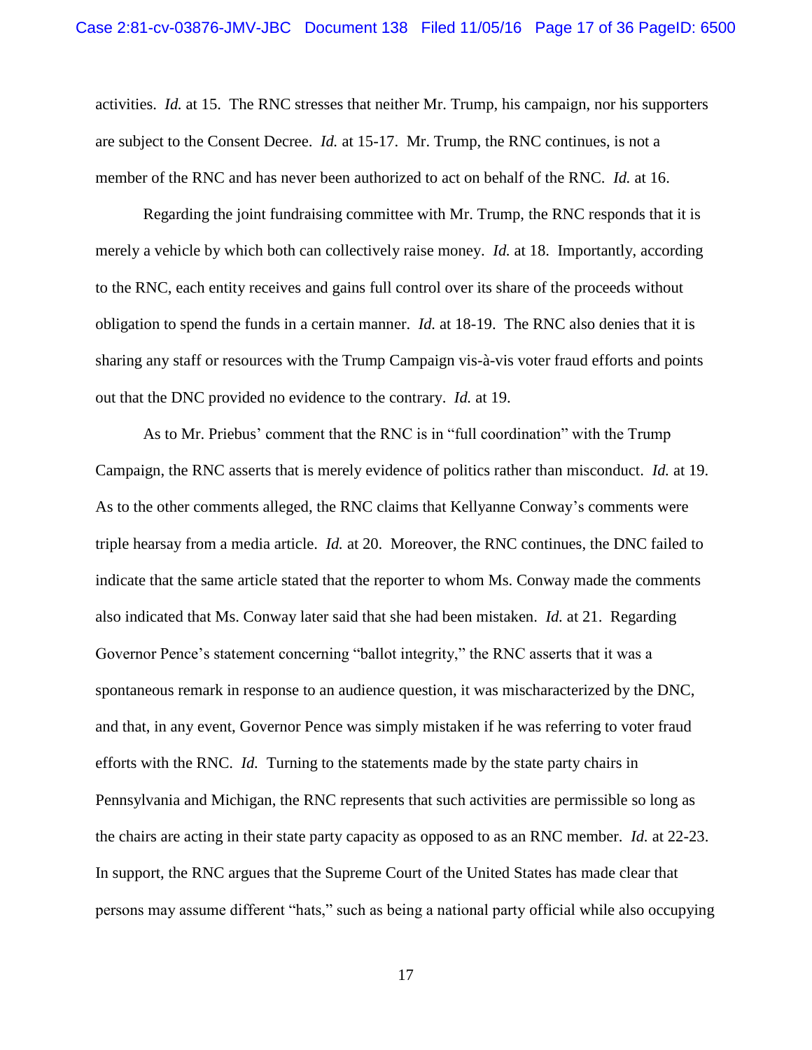activities. *Id.* at 15. The RNC stresses that neither Mr. Trump, his campaign, nor his supporters are subject to the Consent Decree. *Id.* at 15-17. Mr. Trump, the RNC continues, is not a member of the RNC and has never been authorized to act on behalf of the RNC. *Id.* at 16.

Regarding the joint fundraising committee with Mr. Trump, the RNC responds that it is merely a vehicle by which both can collectively raise money. *Id.* at 18. Importantly, according to the RNC, each entity receives and gains full control over its share of the proceeds without obligation to spend the funds in a certain manner. *Id.* at 18-19. The RNC also denies that it is sharing any staff or resources with the Trump Campaign vis-à-vis voter fraud efforts and points out that the DNC provided no evidence to the contrary. *Id.* at 19.

As to Mr. Priebus' comment that the RNC is in "full coordination" with the Trump Campaign, the RNC asserts that is merely evidence of politics rather than misconduct. *Id.* at 19. As to the other comments alleged, the RNC claims that Kellyanne Conway's comments were triple hearsay from a media article. *Id.* at 20. Moreover, the RNC continues, the DNC failed to indicate that the same article stated that the reporter to whom Ms. Conway made the comments also indicated that Ms. Conway later said that she had been mistaken. *Id.* at 21. Regarding Governor Pence's statement concerning "ballot integrity," the RNC asserts that it was a spontaneous remark in response to an audience question, it was mischaracterized by the DNC, and that, in any event, Governor Pence was simply mistaken if he was referring to voter fraud efforts with the RNC. *Id.* Turning to the statements made by the state party chairs in Pennsylvania and Michigan, the RNC represents that such activities are permissible so long as the chairs are acting in their state party capacity as opposed to as an RNC member. *Id.* at 22-23. In support, the RNC argues that the Supreme Court of the United States has made clear that persons may assume different "hats," such as being a national party official while also occupying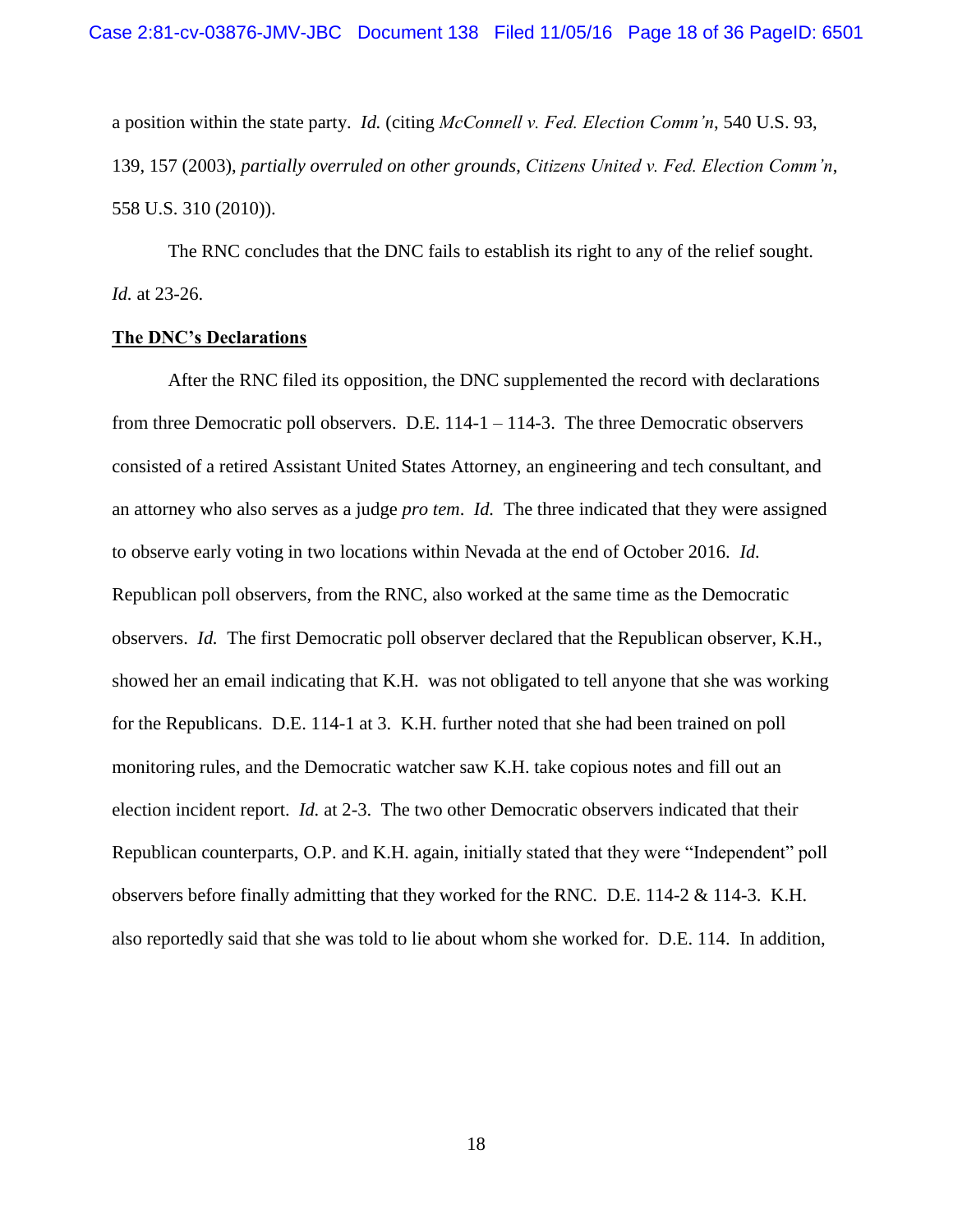a position within the state party. *Id.* (citing *McConnell v. Fed. Election Comm'n*, 540 U.S. 93, 139, 157 (2003), *partially overruled on other grounds*, *Citizens United v. Fed. Election Comm'n*, 558 U.S. 310 (2010)).

The RNC concludes that the DNC fails to establish its right to any of the relief sought. *Id.* at 23-26.

**The DNC's Declarations**

After the RNC filed its opposition, the DNC supplemented the record with declarations from three Democratic poll observers. D.E. 114-1 – 114-3. The three Democratic observers consisted of a retired Assistant United States Attorney, an engineering and tech consultant, and an attorney who also serves as a judge *pro tem*. *Id.* The three indicated that they were assigned to observe early voting in two locations within Nevada at the end of October 2016. *Id.* Republican poll observers, from the RNC, also worked at the same time as the Democratic observers. *Id.* The first Democratic poll observer declared that the Republican observer, K.H., showed her an email indicating that K.H. was not obligated to tell anyone that she was working for the Republicans. D.E. 114-1 at 3. K.H. further noted that she had been trained on poll monitoring rules, and the Democratic watcher saw K.H. take copious notes and fill out an election incident report. *Id.* at 2-3. The two other Democratic observers indicated that their Republican counterparts, O.P. and K.H. again, initially stated that they were "Independent" poll observers before finally admitting that they worked for the RNC. D.E. 114-2 & 114-3. K.H. also reportedly said that she was told to lie about whom she worked for. D.E. 114. In addition,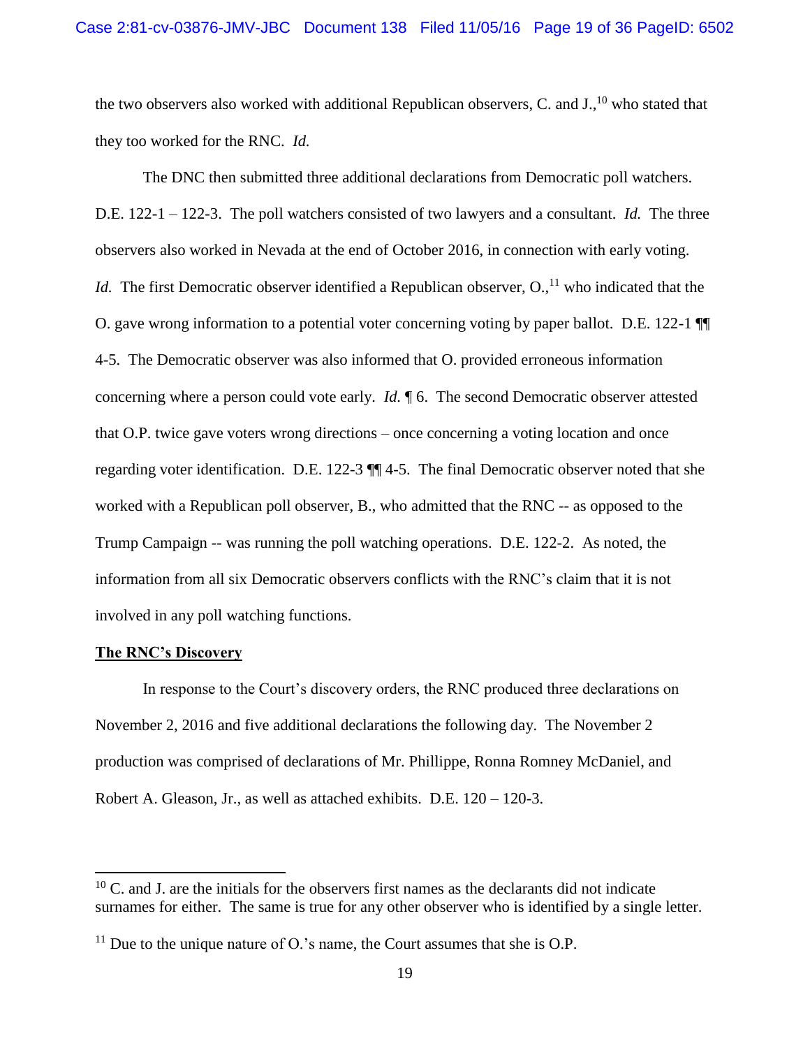the two observers also worked with additional Republican observers, C. and J.,[10] who stated that they too worked for the RNC. *Id.*

The DNC then submitted three additional declarations from Democratic poll watchers. D.E. 122-1 – 122-3. The poll watchers consisted of two lawyers and a consultant. *Id.* The three observers also worked in Nevada at the end of October 2016, in connection with early voting. *Id.* The first Democratic observer identified a Republican observer, O.,[11] who indicated that the O. gave wrong information to a potential voter concerning voting by paper ballot. D.E. 122-1 ¶¶ 4-5. The Democratic observer was also informed that O. provided erroneous information concerning where a person could vote early. *Id.* ¶ 6. The second Democratic observer attested that O.P. twice gave voters wrong directions – once concerning a voting location and once regarding voter identification. D.E. 122-3 ¶¶ 4-5. The final Democratic observer noted that she worked with a Republican poll observer, B., who admitted that the RNC -- as opposed to the Trump Campaign -- was running the poll watching operations. D.E. 122-2. As noted, the information from all six Democratic observers conflicts with the RNC's claim that it is not involved in any poll watching functions.

**<u>The RNC's Discovery</u>**

In response to the Court's discovery orders, the RNC produced three declarations on November 2, 2016 and five additional declarations the following day. The November 2 production was comprised of declarations of Mr. Phillippe, Ronna Romney McDaniel, and Robert A. Gleason, Jr., as well as attached exhibits. D.E. 120 – 120-3.

---

[10] C. and J. are the initials for the observers first names as the declarants did not indicate surnames for either. The same is true for any other observer who is identified by a single letter.

[11] Due to the unique nature of O.'s name, the Court assumes that she is O.P.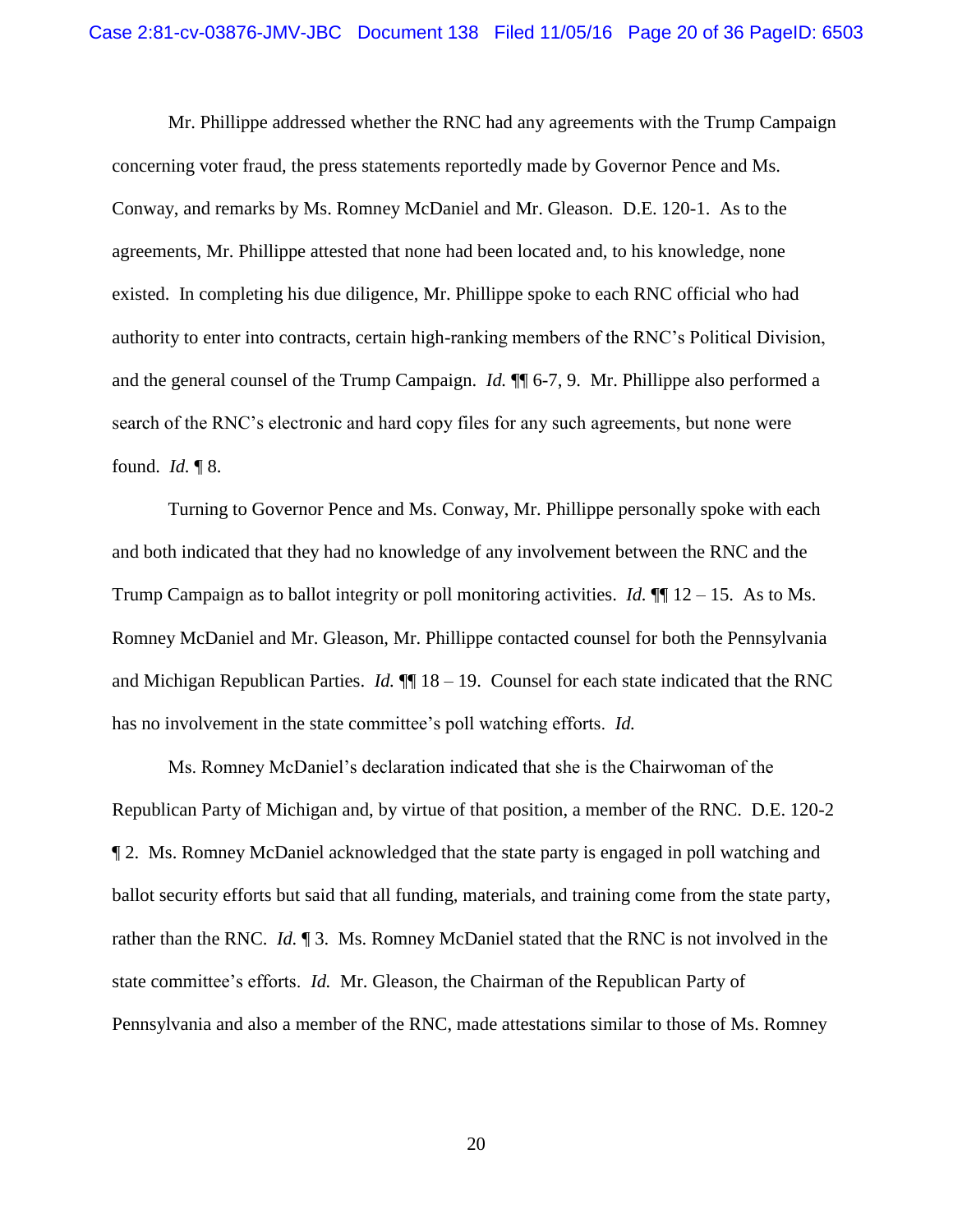Mr. Phillippe addressed whether the RNC had any agreements with the Trump Campaign concerning voter fraud, the press statements reportedly made by Governor Pence and Ms. Conway, and remarks by Ms. Romney McDaniel and Mr. Gleason. D.E. 120-1. As to the agreements, Mr. Phillippe attested that none had been located and, to his knowledge, none existed. In completing his due diligence, Mr. Phillippe spoke to each RNC official who had authority to enter into contracts, certain high-ranking members of the RNC's Political Division, and the general counsel of the Trump Campaign. *Id.* ¶¶ 6-7, 9. Mr. Phillippe also performed a search of the RNC's electronic and hard copy files for any such agreements, but none were found. *Id.* ¶ 8.

Turning to Governor Pence and Ms. Conway, Mr. Phillippe personally spoke with each and both indicated that they had no knowledge of any involvement between the RNC and the Trump Campaign as to ballot integrity or poll monitoring activities. *Id.* ¶¶ 12 – 15. As to Ms. Romney McDaniel and Mr. Gleason, Mr. Phillippe contacted counsel for both the Pennsylvania and Michigan Republican Parties. *Id.* ¶¶ 18 – 19. Counsel for each state indicated that the RNC has no involvement in the state committee's poll watching efforts. *Id.*

Ms. Romney McDaniel's declaration indicated that she is the Chairwoman of the Republican Party of Michigan and, by virtue of that position, a member of the RNC. D.E. 120-2 ¶ 2. Ms. Romney McDaniel acknowledged that the state party is engaged in poll watching and ballot security efforts but said that all funding, materials, and training come from the state party, rather than the RNC. *Id.* ¶ 3. Ms. Romney McDaniel stated that the RNC is not involved in the state committee's efforts. *Id.* Mr. Gleason, the Chairman of the Republican Party of Pennsylvania and also a member of the RNC, made attestations similar to those of Ms. Romney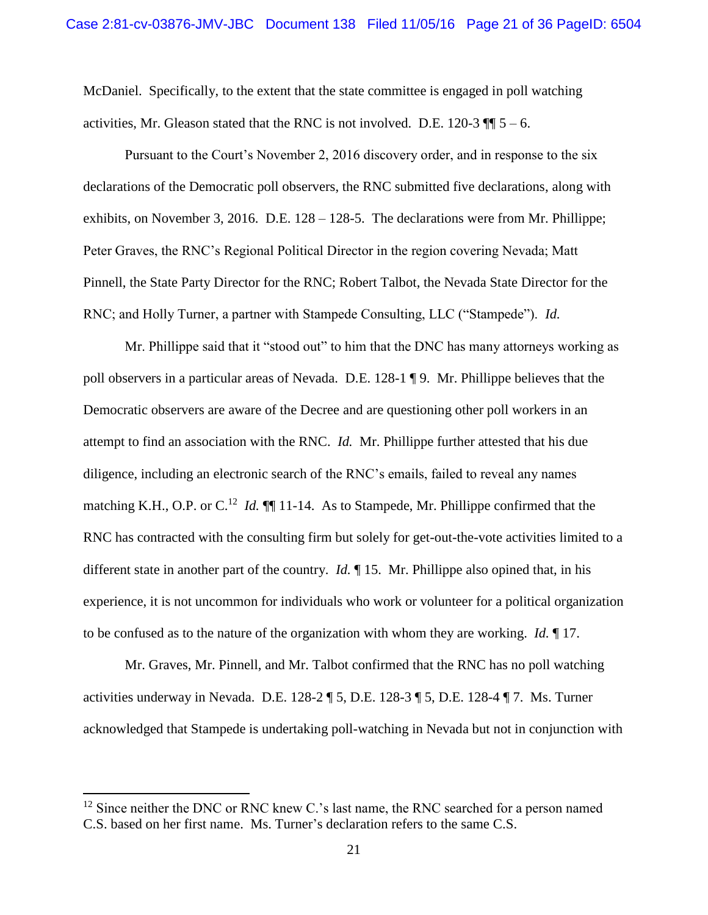McDaniel. Specifically, to the extent that the state committee is engaged in poll watching activities, Mr. Gleason stated that the RNC is not involved. D.E. 120-3 ¶¶ 5 – 6.

Pursuant to the Court's November 2, 2016 discovery order, and in response to the six declarations of the Democratic poll observers, the RNC submitted five declarations, along with exhibits, on November 3, 2016. D.E. 128 – 128-5. The declarations were from Mr. Phillippe; Peter Graves, the RNC's Regional Political Director in the region covering Nevada; Matt Pinnell, the State Party Director for the RNC; Robert Talbot, the Nevada State Director for the RNC; and Holly Turner, a partner with Stampede Consulting, LLC ("Stampede"). *Id.*

Mr. Phillippe said that it "stood out" to him that the DNC has many attorneys working as poll observers in a particular areas of Nevada. D.E. 128-1 ¶ 9. Mr. Phillippe believes that the Democratic observers are aware of the Decree and are questioning other poll workers in an attempt to find an association with the RNC. *Id.* Mr. Phillippe further attested that his due diligence, including an electronic search of the RNC's emails, failed to reveal any names matching K.H., O.P. or C.[12] *Id.* ¶¶ 11-14. As to Stampede, Mr. Phillippe confirmed that the RNC has contracted with the consulting firm but solely for get-out-the-vote activities limited to a different state in another part of the country. *Id.* ¶ 15. Mr. Phillippe also opined that, in his experience, it is not uncommon for individuals who work or volunteer for a political organization to be confused as to the nature of the organization with whom they are working. *Id.* ¶ 17.

Mr. Graves, Mr. Pinnell, and Mr. Talbot confirmed that the RNC has no poll watching activities underway in Nevada. D.E. 128-2 ¶ 5, D.E. 128-3 ¶ 5, D.E. 128-4 ¶ 7. Ms. Turner acknowledged that Stampede is undertaking poll-watching in Nevada but not in conjunction with

---

[12] Since neither the DNC or RNC knew C.'s last name, the RNC searched for a person named C.S. based on her first name. Ms. Turner's declaration refers to the same C.S.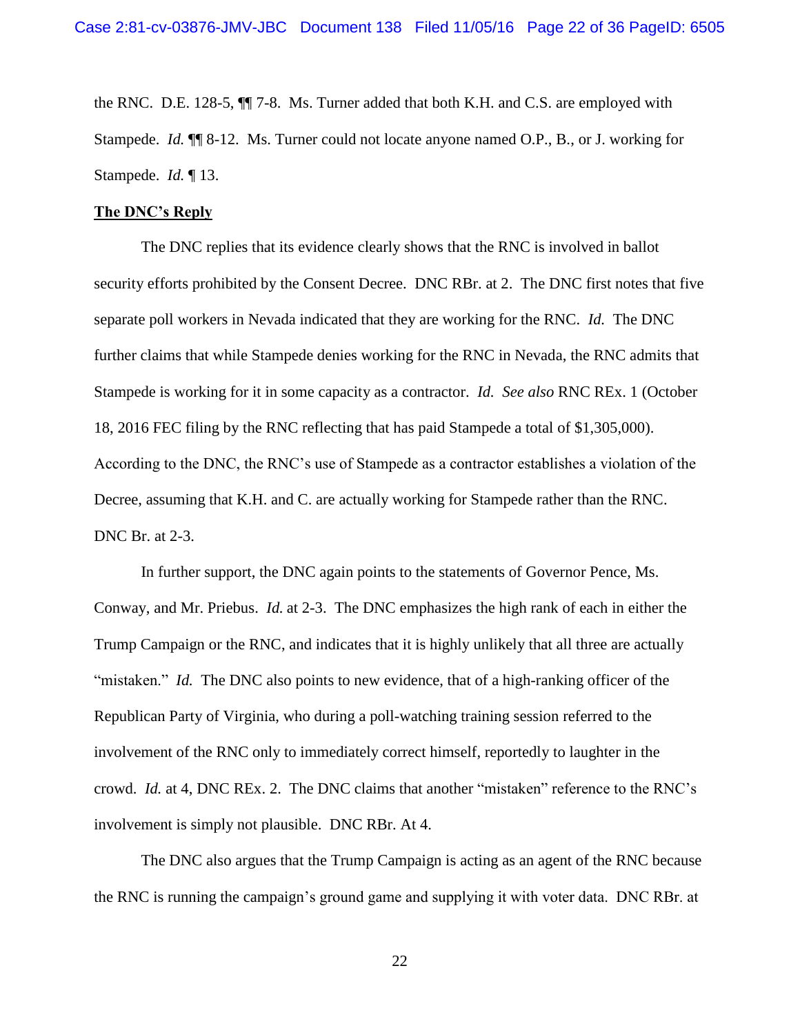the RNC. D.E. 128-5, ¶¶ 7-8. Ms. Turner added that both K.H. and C.S. are employed with Stampede. *Id.* ¶¶ 8-12. Ms. Turner could not locate anyone named O.P., B., or J. working for Stampede. *Id.* ¶ 13.

**The DNC's Reply**

The DNC replies that its evidence clearly shows that the RNC is involved in ballot security efforts prohibited by the Consent Decree. DNC RBr. at 2. The DNC first notes that five separate poll workers in Nevada indicated that they are working for the RNC. *Id.* The DNC further claims that while Stampede denies working for the RNC in Nevada, the RNC admits that Stampede is working for it in some capacity as a contractor. *Id. See also* RNC REx. 1 (October 18, 2016 FEC filing by the RNC reflecting that has paid Stampede a total of $1,305,000). According to the DNC, the RNC's use of Stampede as a contractor establishes a violation of the Decree, assuming that K.H. and C. are actually working for Stampede rather than the RNC. DNC Br. at 2-3.

In further support, the DNC again points to the statements of Governor Pence, Ms. Conway, and Mr. Priebus. *Id.* at 2-3. The DNC emphasizes the high rank of each in either the Trump Campaign or the RNC, and indicates that it is highly unlikely that all three are actually "mistaken." *Id.* The DNC also points to new evidence, that of a high-ranking officer of the Republican Party of Virginia, who during a poll-watching training session referred to the involvement of the RNC only to immediately correct himself, reportedly to laughter in the crowd. *Id.* at 4, DNC REx. 2. The DNC claims that another "mistaken" reference to the RNC's involvement is simply not plausible. DNC RBr. At 4.

The DNC also argues that the Trump Campaign is acting as an agent of the RNC because the RNC is running the campaign's ground game and supplying it with voter data. DNC RBr. at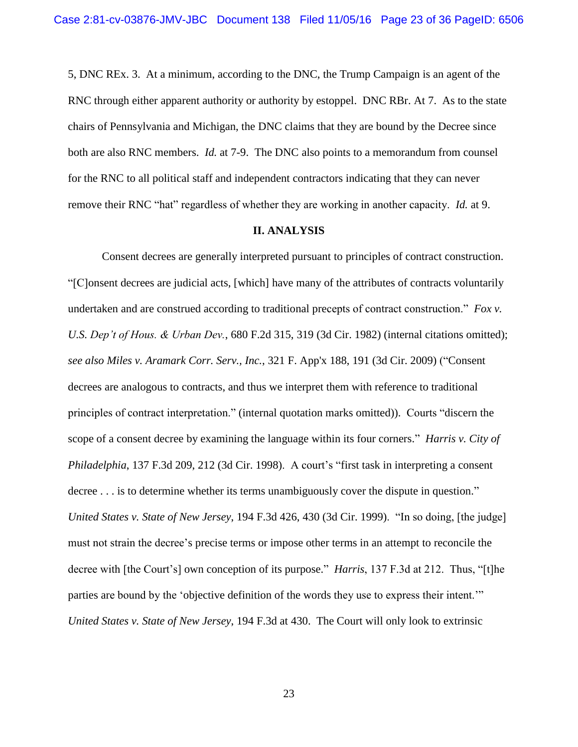5, DNC REx. 3. At a minimum, according to the DNC, the Trump Campaign is an agent of the RNC through either apparent authority or authority by estoppel. DNC RBr. At 7. As to the state chairs of Pennsylvania and Michigan, the DNC claims that they are bound by the Decree since both are also RNC members. *Id.* at 7-9. The DNC also points to a memorandum from counsel for the RNC to all political staff and independent contractors indicating that they can never remove their RNC "hat" regardless of whether they are working in another capacity. *Id.* at 9.

## II. ANALYSIS

Consent decrees are generally interpreted pursuant to principles of contract construction. "[C]onsent decrees are judicial acts, [which] have many of the attributes of contracts voluntarily undertaken and are construed according to traditional precepts of contract construction." *Fox v. U.S. Dep't of Hous. & Urban Dev.*, 680 F.2d 315, 319 (3d Cir. 1982) (internal citations omitted); *see also Miles v. Aramark Corr. Serv., Inc.*, 321 F. App'x 188, 191 (3d Cir. 2009) ("Consent decrees are analogous to contracts, and thus we interpret them with reference to traditional principles of contract interpretation." (internal quotation marks omitted)). Courts "discern the scope of a consent decree by examining the language within its four corners." *Harris v. City of Philadelphia*, 137 F.3d 209, 212 (3d Cir. 1998). A court's "first task in interpreting a consent decree . . . is to determine whether its terms unambiguously cover the dispute in question." *United States v. State of New Jersey*, 194 F.3d 426, 430 (3d Cir. 1999). "In so doing, [the judge] must not strain the decree's precise terms or impose other terms in an attempt to reconcile the decree with [the Court's] own conception of its purpose." *Harris*, 137 F.3d at 212. Thus, "[t]he parties are bound by the 'objective definition of the words they use to express their intent.'" *United States v. State of New Jersey*, 194 F.3d at 430. The Court will only look to extrinsic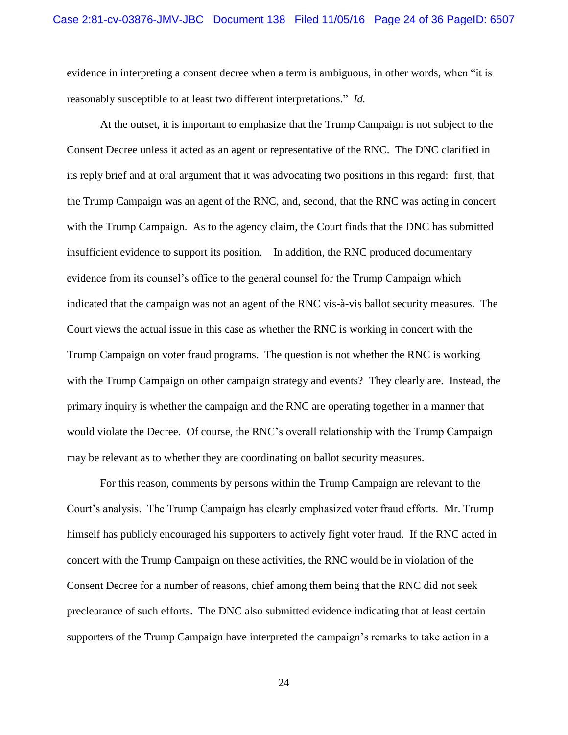evidence in interpreting a consent decree when a term is ambiguous, in other words, when "it is reasonably susceptible to at least two different interpretations." *Id.*

At the outset, it is important to emphasize that the Trump Campaign is not subject to the Consent Decree unless it acted as an agent or representative of the RNC. The DNC clarified in its reply brief and at oral argument that it was advocating two positions in this regard: first, that the Trump Campaign was an agent of the RNC, and, second, that the RNC was acting in concert with the Trump Campaign. As to the agency claim, the Court finds that the DNC has submitted insufficient evidence to support its position. In addition, the RNC produced documentary evidence from its counsel's office to the general counsel for the Trump Campaign which indicated that the campaign was not an agent of the RNC vis-à-vis ballot security measures. The Court views the actual issue in this case as whether the RNC is working in concert with the Trump Campaign on voter fraud programs. The question is not whether the RNC is working with the Trump Campaign on other campaign strategy and events? They clearly are. Instead, the primary inquiry is whether the campaign and the RNC are operating together in a manner that would violate the Decree. Of course, the RNC's overall relationship with the Trump Campaign may be relevant as to whether they are coordinating on ballot security measures.

For this reason, comments by persons within the Trump Campaign are relevant to the Court's analysis. The Trump Campaign has clearly emphasized voter fraud efforts. Mr. Trump himself has publicly encouraged his supporters to actively fight voter fraud. If the RNC acted in concert with the Trump Campaign on these activities, the RNC would be in violation of the Consent Decree for a number of reasons, chief among them being that the RNC did not seek preclearance of such efforts. The DNC also submitted evidence indicating that at least certain supporters of the Trump Campaign have interpreted the campaign's remarks to take action in a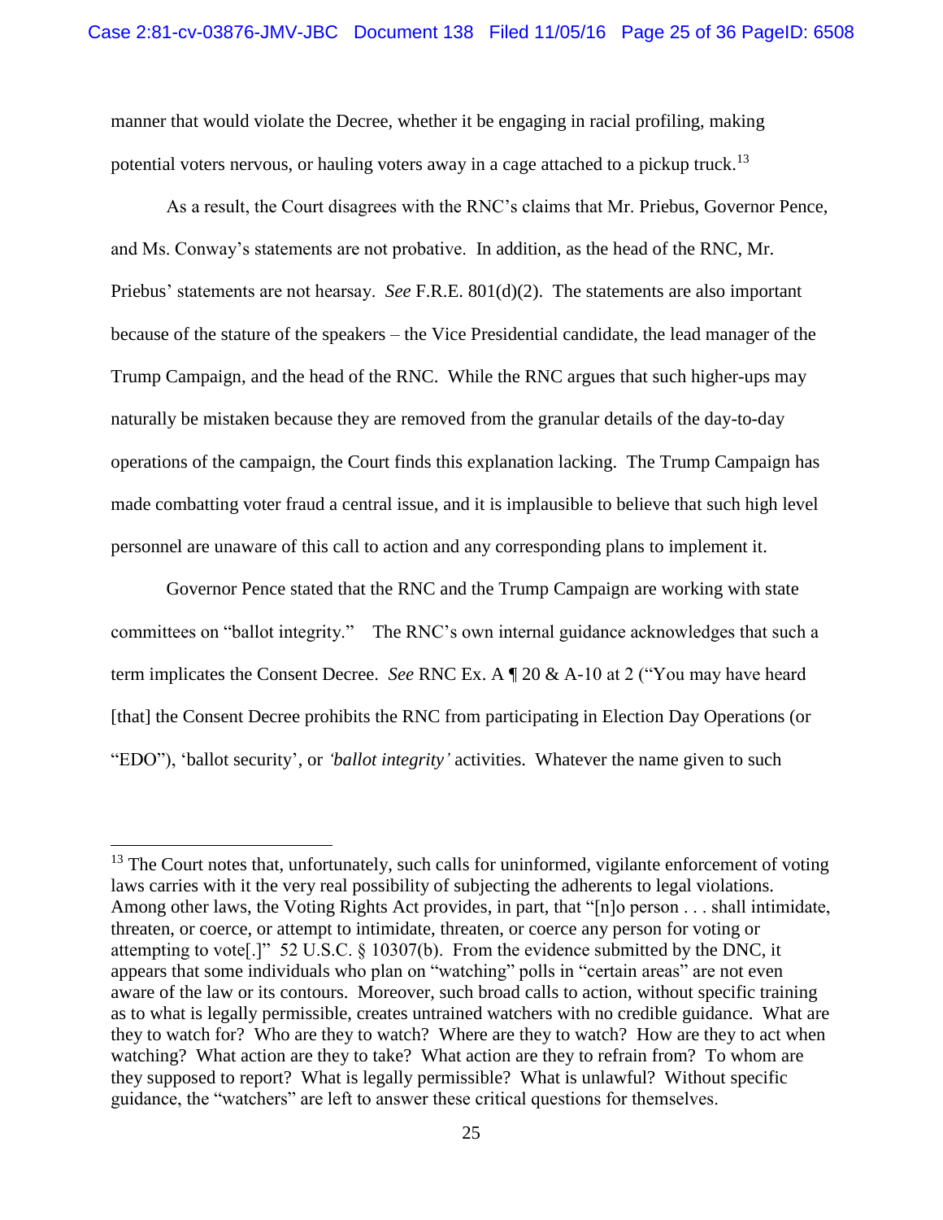manner that would violate the Decree, whether it be engaging in racial profiling, making potential voters nervous, or hauling voters away in a cage attached to a pickup truck.[13]

As a result, the Court disagrees with the RNC's claims that Mr. Priebus, Governor Pence, and Ms. Conway's statements are not probative. In addition, as the head of the RNC, Mr. Priebus' statements are not hearsay. *See* F.R.E. 801(d)(2). The statements are also important because of the stature of the speakers – the Vice Presidential candidate, the lead manager of the Trump Campaign, and the head of the RNC. While the RNC argues that such higher-ups may naturally be mistaken because they are removed from the granular details of the day-to-day operations of the campaign, the Court finds this explanation lacking. The Trump Campaign has made combatting voter fraud a central issue, and it is implausible to believe that such high level personnel are unaware of this call to action and any corresponding plans to implement it.

Governor Pence stated that the RNC and the Trump Campaign are working with state committees on "ballot integrity." The RNC's own internal guidance acknowledges that such a term implicates the Consent Decree. *See* RNC Ex. A ¶ 20 & A-10 at 2 ("You may have heard [that] the Consent Decree prohibits the RNC from participating in Election Day Operations (or "EDO"), 'ballot security', or *'ballot integrity'* activities. Whatever the name given to such

---

[13] The Court notes that, unfortunately, such calls for uninformed, vigilante enforcement of voting laws carries with it the very real possibility of subjecting the adherents to legal violations. Among other laws, the Voting Rights Act provides, in part, that "[n]o person . . . shall intimidate, threaten, or coerce, or attempt to intimidate, threaten, or coerce any person for voting or attempting to vote[.]" 52 U.S.C. § 10307(b). From the evidence submitted by the DNC, it appears that some individuals who plan on "watching" polls in "certain areas" are not even aware of the law or its contours. Moreover, such broad calls to action, without specific training as to what is legally permissible, creates untrained watchers with no credible guidance. What are they to watch for? Who are they to watch? Where are they to watch? How are they to act when watching? What action are they to take? What action are they to refrain from? To whom are they supposed to report? What is legally permissible? What is unlawful? Without specific guidance, the "watchers" are left to answer these critical questions for themselves.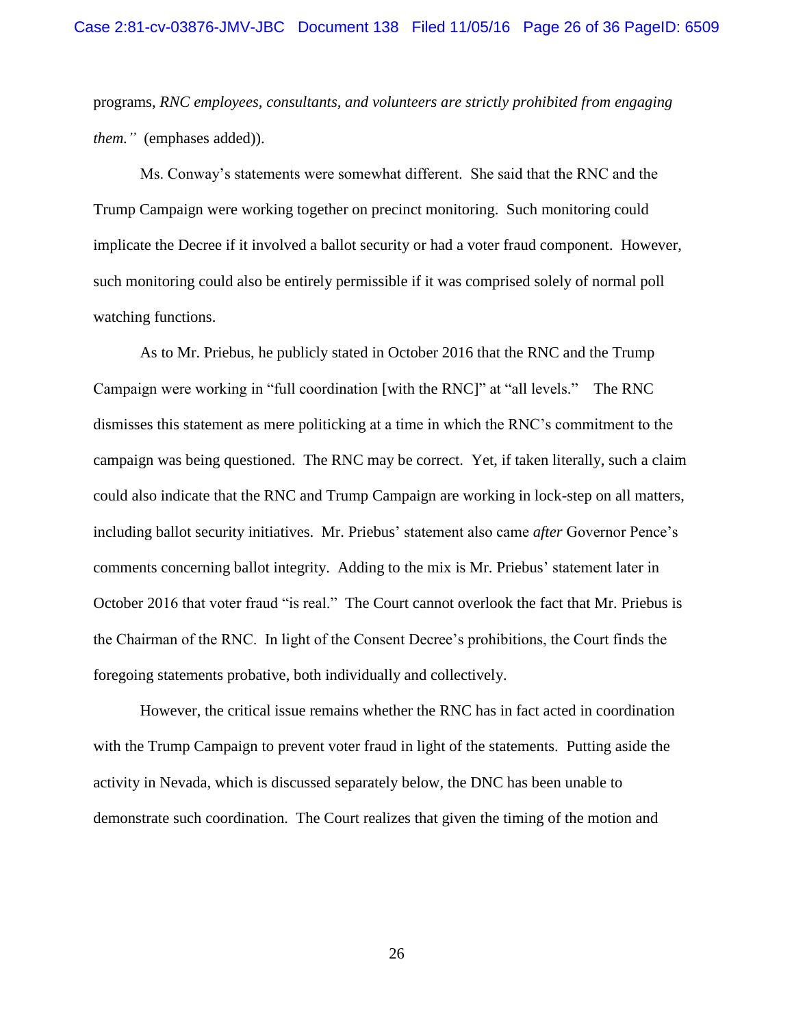programs, *RNC employees, consultants, and volunteers are strictly prohibited from engaging them."* (emphases added)).

Ms. Conway's statements were somewhat different. She said that the RNC and the Trump Campaign were working together on precinct monitoring. Such monitoring could implicate the Decree if it involved a ballot security or had a voter fraud component. However, such monitoring could also be entirely permissible if it was comprised solely of normal poll watching functions.

As to Mr. Priebus, he publicly stated in October 2016 that the RNC and the Trump Campaign were working in "full coordination [with the RNC]" at "all levels." The RNC dismisses this statement as mere politicking at a time in which the RNC's commitment to the campaign was being questioned. The RNC may be correct. Yet, if taken literally, such a claim could also indicate that the RNC and Trump Campaign are working in lock-step on all matters, including ballot security initiatives. Mr. Priebus' statement also came *after* Governor Pence's comments concerning ballot integrity. Adding to the mix is Mr. Priebus' statement later in October 2016 that voter fraud "is real." The Court cannot overlook the fact that Mr. Priebus is the Chairman of the RNC. In light of the Consent Decree's prohibitions, the Court finds the foregoing statements probative, both individually and collectively.

However, the critical issue remains whether the RNC has in fact acted in coordination with the Trump Campaign to prevent voter fraud in light of the statements. Putting aside the activity in Nevada, which is discussed separately below, the DNC has been unable to demonstrate such coordination. The Court realizes that given the timing of the motion and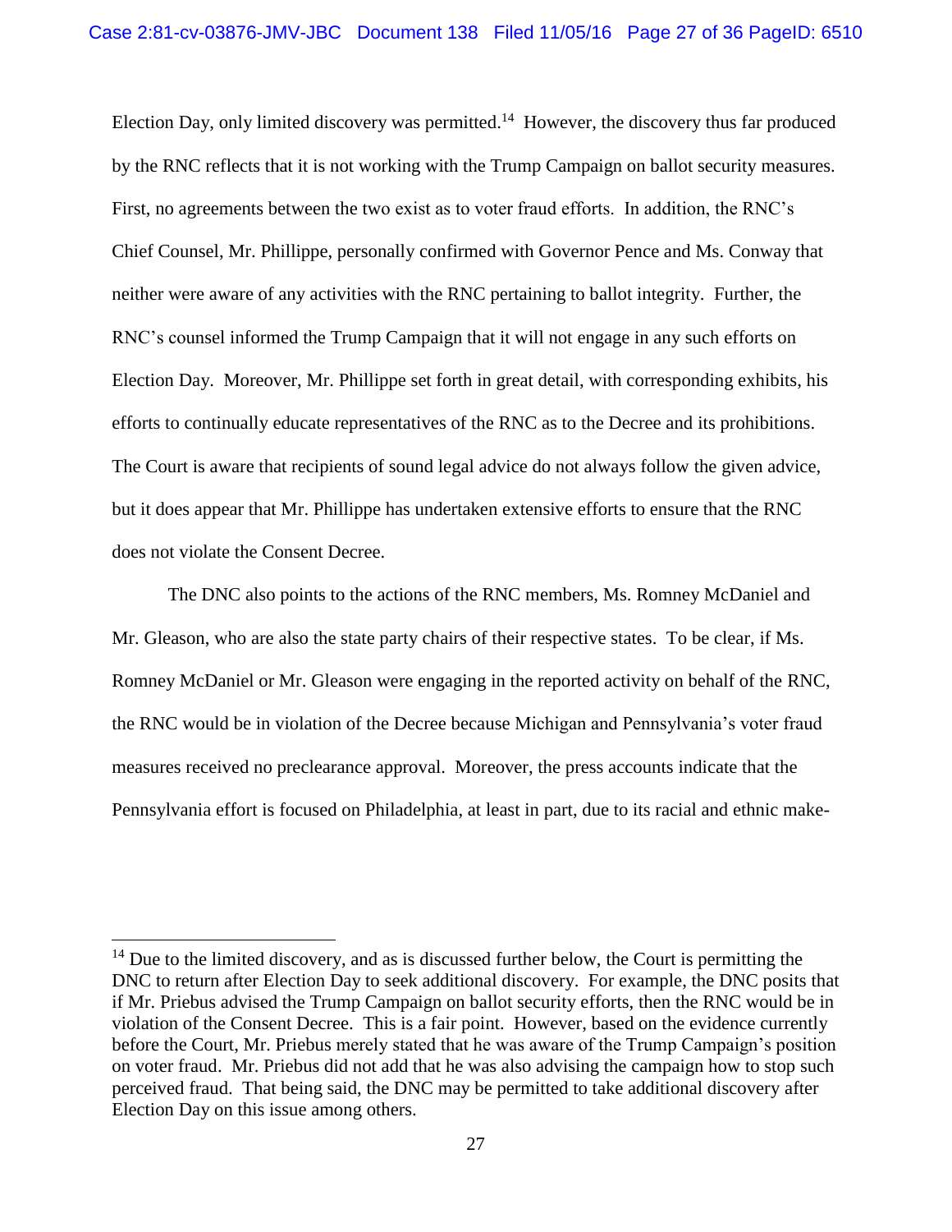Election Day, only limited discovery was permitted.[14] However, the discovery thus far produced by the RNC reflects that it is not working with the Trump Campaign on ballot security measures. First, no agreements between the two exist as to voter fraud efforts. In addition, the RNC's Chief Counsel, Mr. Phillippe, personally confirmed with Governor Pence and Ms. Conway that neither were aware of any activities with the RNC pertaining to ballot integrity. Further, the RNC's counsel informed the Trump Campaign that it will not engage in any such efforts on Election Day. Moreover, Mr. Phillippe set forth in great detail, with corresponding exhibits, his efforts to continually educate representatives of the RNC as to the Decree and its prohibitions. The Court is aware that recipients of sound legal advice do not always follow the given advice, but it does appear that Mr. Phillippe has undertaken extensive efforts to ensure that the RNC does not violate the Consent Decree.

The DNC also points to the actions of the RNC members, Ms. Romney McDaniel and Mr. Gleason, who are also the state party chairs of their respective states. To be clear, if Ms. Romney McDaniel or Mr. Gleason were engaging in the reported activity on behalf of the RNC, the RNC would be in violation of the Decree because Michigan and Pennsylvania's voter fraud measures received no preclearance approval. Moreover, the press accounts indicate that the Pennsylvania effort is focused on Philadelphia, at least in part, due to its racial and ethnic make-

[14] Due to the limited discovery, and as is discussed further below, the Court is permitting the DNC to return after Election Day to seek additional discovery. For example, the DNC posits that if Mr. Priebus advised the Trump Campaign on ballot security efforts, then the RNC would be in violation of the Consent Decree. This is a fair point. However, based on the evidence currently before the Court, Mr. Priebus merely stated that he was aware of the Trump Campaign's position on voter fraud. Mr. Priebus did not add that he was also advising the campaign how to stop such perceived fraud. That being said, the DNC may be permitted to take additional discovery after Election Day on this issue among others.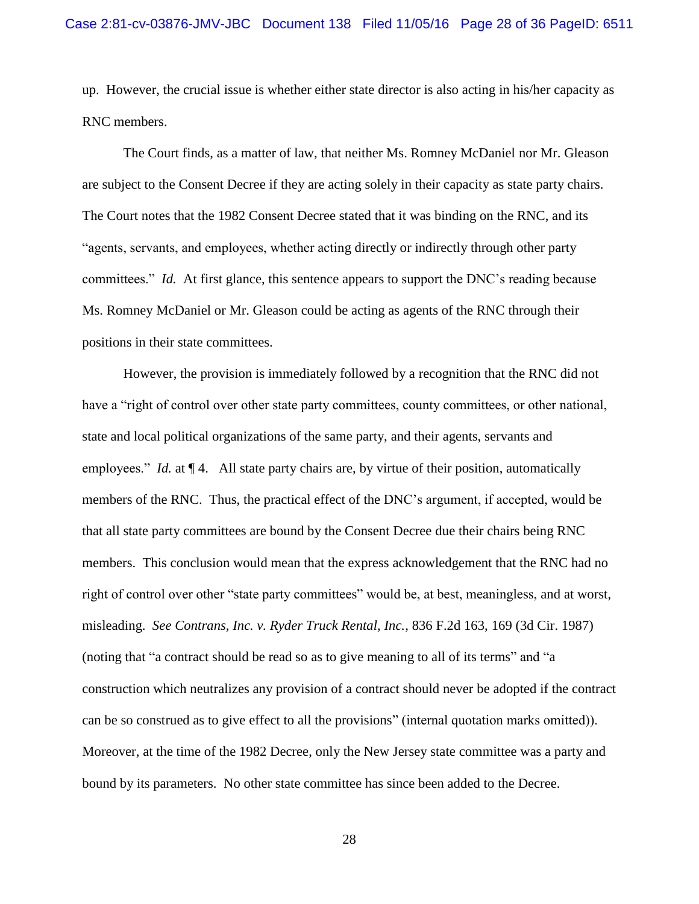up. However, the crucial issue is whether either state director is also acting in his/her capacity as RNC members.

The Court finds, as a matter of law, that neither Ms. Romney McDaniel nor Mr. Gleason are subject to the Consent Decree if they are acting solely in their capacity as state party chairs. The Court notes that the 1982 Consent Decree stated that it was binding on the RNC, and its "agents, servants, and employees, whether acting directly or indirectly through other party committees." *Id.* At first glance, this sentence appears to support the DNC's reading because Ms. Romney McDaniel or Mr. Gleason could be acting as agents of the RNC through their positions in their state committees.

However, the provision is immediately followed by a recognition that the RNC did not have a "right of control over other state party committees, county committees, or other national, state and local political organizations of the same party, and their agents, servants and employees." *Id.* at ¶ 4. All state party chairs are, by virtue of their position, automatically members of the RNC. Thus, the practical effect of the DNC's argument, if accepted, would be that all state party committees are bound by the Consent Decree due their chairs being RNC members. This conclusion would mean that the express acknowledgement that the RNC had no right of control over other "state party committees" would be, at best, meaningless, and at worst, misleading. *See Contrans, Inc. v. Ryder Truck Rental, Inc.*, 836 F.2d 163, 169 (3d Cir. 1987) (noting that "a contract should be read so as to give meaning to all of its terms" and "a construction which neutralizes any provision of a contract should never be adopted if the contract can be so construed as to give effect to all the provisions" (internal quotation marks omitted)). Moreover, at the time of the 1982 Decree, only the New Jersey state committee was a party and bound by its parameters. No other state committee has since been added to the Decree.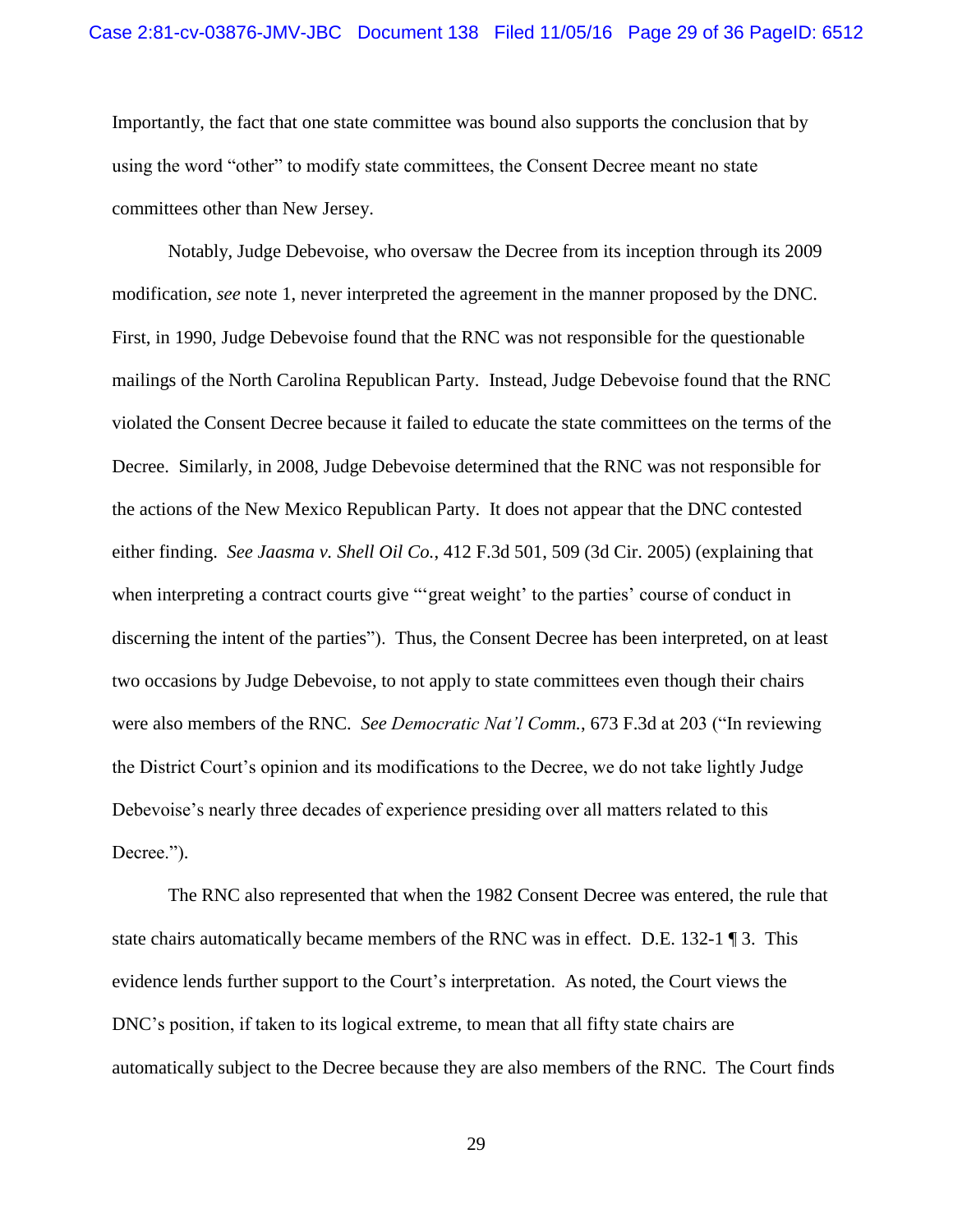Importantly, the fact that one state committee was bound also supports the conclusion that by using the word "other" to modify state committees, the Consent Decree meant no state committees other than New Jersey.

Notably, Judge Debevoise, who oversaw the Decree from its inception through its 2009 modification, *see* note 1, never interpreted the agreement in the manner proposed by the DNC. First, in 1990, Judge Debevoise found that the RNC was not responsible for the questionable mailings of the North Carolina Republican Party. Instead, Judge Debevoise found that the RNC violated the Consent Decree because it failed to educate the state committees on the terms of the Decree. Similarly, in 2008, Judge Debevoise determined that the RNC was not responsible for the actions of the New Mexico Republican Party. It does not appear that the DNC contested either finding. *See Jaasma v. Shell Oil Co.*, 412 F.3d 501, 509 (3d Cir. 2005) (explaining that when interpreting a contract courts give "'great weight' to the parties' course of conduct in discerning the intent of the parties"). Thus, the Consent Decree has been interpreted, on at least two occasions by Judge Debevoise, to not apply to state committees even though their chairs were also members of the RNC. *See Democratic Nat'l Comm.*, 673 F.3d at 203 ("In reviewing the District Court's opinion and its modifications to the Decree, we do not take lightly Judge Debevoise's nearly three decades of experience presiding over all matters related to this Decree.").

The RNC also represented that when the 1982 Consent Decree was entered, the rule that state chairs automatically became members of the RNC was in effect. D.E. 132-1 ¶ 3. This evidence lends further support to the Court's interpretation. As noted, the Court views the DNC's position, if taken to its logical extreme, to mean that all fifty state chairs are automatically subject to the Decree because they are also members of the RNC. The Court finds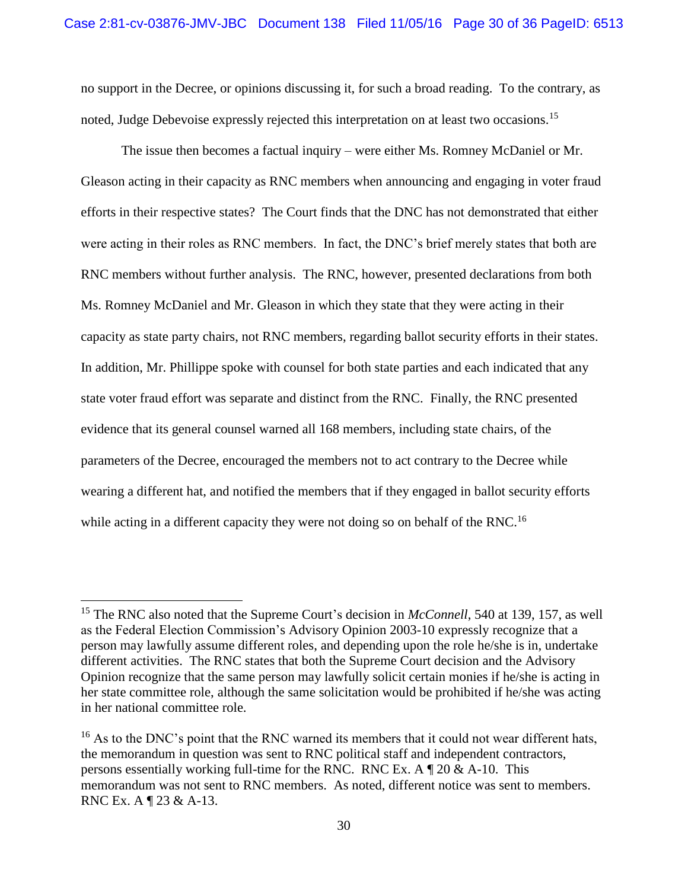no support in the Decree, or opinions discussing it, for such a broad reading. To the contrary, as noted, Judge Debevoise expressly rejected this interpretation on at least two occasions.[15]

The issue then becomes a factual inquiry – were either Ms. Romney McDaniel or Mr. Gleason acting in their capacity as RNC members when announcing and engaging in voter fraud efforts in their respective states? The Court finds that the DNC has not demonstrated that either were acting in their roles as RNC members. In fact, the DNC's brief merely states that both are RNC members without further analysis. The RNC, however, presented declarations from both Ms. Romney McDaniel and Mr. Gleason in which they state that they were acting in their capacity as state party chairs, not RNC members, regarding ballot security efforts in their states. In addition, Mr. Phillippe spoke with counsel for both state parties and each indicated that any state voter fraud effort was separate and distinct from the RNC. Finally, the RNC presented evidence that its general counsel warned all 168 members, including state chairs, of the parameters of the Decree, encouraged the members not to act contrary to the Decree while wearing a different hat, and notified the members that if they engaged in ballot security efforts while acting in a different capacity they were not doing so on behalf of the RNC.[16]

---

[15] The RNC also noted that the Supreme Court's decision in *McConnell*, 540 at 139, 157, as well as the Federal Election Commission's Advisory Opinion 2003-10 expressly recognize that a person may lawfully assume different roles, and depending upon the role he/she is in, undertake different activities. The RNC states that both the Supreme Court decision and the Advisory Opinion recognize that the same person may lawfully solicit certain monies if he/she is acting in her state committee role, although the same solicitation would be prohibited if he/she was acting in her national committee role.

[16] As to the DNC's point that the RNC warned its members that it could not wear different hats, the memorandum in question was sent to RNC political staff and independent contractors, persons essentially working full-time for the RNC. RNC Ex. A ¶ 20 & A-10. This memorandum was not sent to RNC members. As noted, different notice was sent to members. RNC Ex. A ¶ 23 & A-13.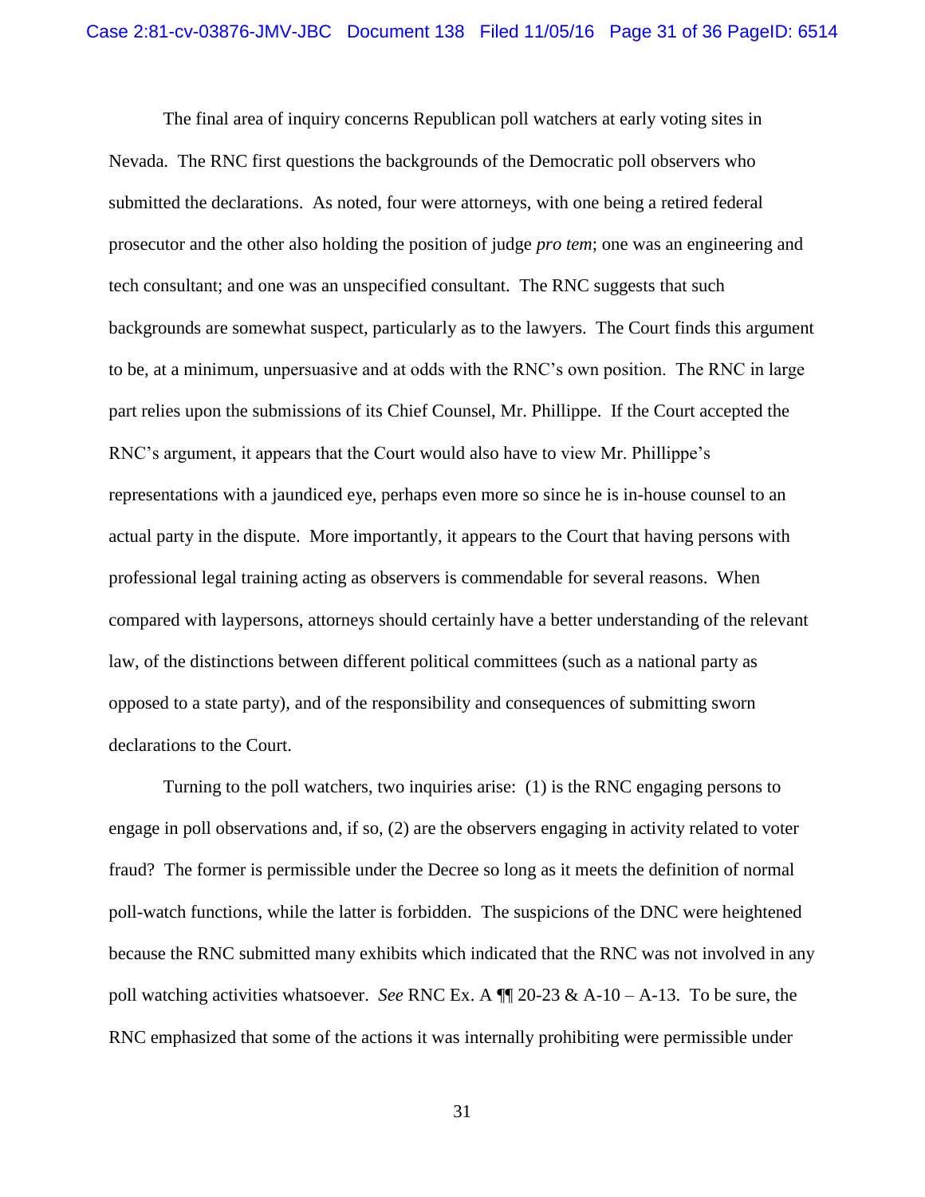The final area of inquiry concerns Republican poll watchers at early voting sites in Nevada. The RNC first questions the backgrounds of the Democratic poll observers who submitted the declarations. As noted, four were attorneys, with one being a retired federal prosecutor and the other also holding the position of judge *pro tem*; one was an engineering and tech consultant; and one was an unspecified consultant. The RNC suggests that such backgrounds are somewhat suspect, particularly as to the lawyers. The Court finds this argument to be, at a minimum, unpersuasive and at odds with the RNC's own position. The RNC in large part relies upon the submissions of its Chief Counsel, Mr. Phillippe. If the Court accepted the RNC's argument, it appears that the Court would also have to view Mr. Phillippe's representations with a jaundiced eye, perhaps even more so since he is in-house counsel to an actual party in the dispute. More importantly, it appears to the Court that having persons with professional legal training acting as observers is commendable for several reasons. When compared with laypersons, attorneys should certainly have a better understanding of the relevant law, of the distinctions between different political committees (such as a national party as opposed to a state party), and of the responsibility and consequences of submitting sworn declarations to the Court.

Turning to the poll watchers, two inquiries arise: (1) is the RNC engaging persons to engage in poll observations and, if so, (2) are the observers engaging in activity related to voter fraud? The former is permissible under the Decree so long as it meets the definition of normal poll-watch functions, while the latter is forbidden. The suspicions of the DNC were heightened because the RNC submitted many exhibits which indicated that the RNC was not involved in any poll watching activities whatsoever. *See* RNC Ex. A ¶¶ 20-23 & A-10 – A-13. To be sure, the RNC emphasized that some of the actions it was internally prohibiting were permissible under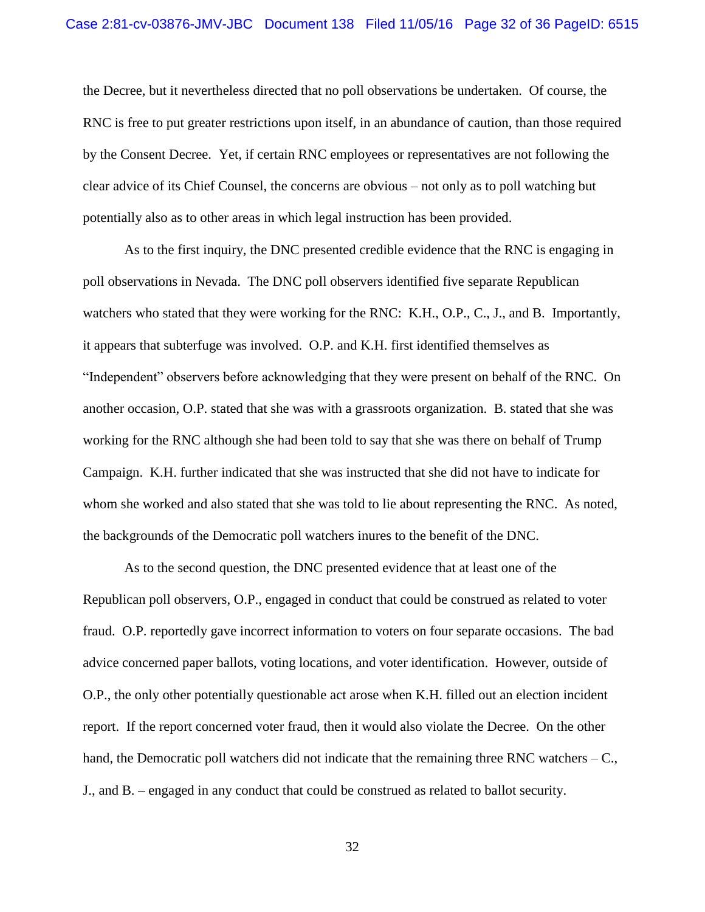the Decree, but it nevertheless directed that no poll observations be undertaken. Of course, the RNC is free to put greater restrictions upon itself, in an abundance of caution, than those required by the Consent Decree. Yet, if certain RNC employees or representatives are not following the clear advice of its Chief Counsel, the concerns are obvious – not only as to poll watching but potentially also as to other areas in which legal instruction has been provided.

As to the first inquiry, the DNC presented credible evidence that the RNC is engaging in poll observations in Nevada. The DNC poll observers identified five separate Republican watchers who stated that they were working for the RNC: K.H., O.P., C., J., and B. Importantly, it appears that subterfuge was involved. O.P. and K.H. first identified themselves as "Independent" observers before acknowledging that they were present on behalf of the RNC. On another occasion, O.P. stated that she was with a grassroots organization. B. stated that she was working for the RNC although she had been told to say that she was there on behalf of Trump Campaign. K.H. further indicated that she was instructed that she did not have to indicate for whom she worked and also stated that she was told to lie about representing the RNC. As noted, the backgrounds of the Democratic poll watchers inures to the benefit of the DNC.

As to the second question, the DNC presented evidence that at least one of the Republican poll observers, O.P., engaged in conduct that could be construed as related to voter fraud. O.P. reportedly gave incorrect information to voters on four separate occasions. The bad advice concerned paper ballots, voting locations, and voter identification. However, outside of O.P., the only other potentially questionable act arose when K.H. filled out an election incident report. If the report concerned voter fraud, then it would also violate the Decree. On the other hand, the Democratic poll watchers did not indicate that the remaining three RNC watchers – C., J., and B. – engaged in any conduct that could be construed as related to ballot security.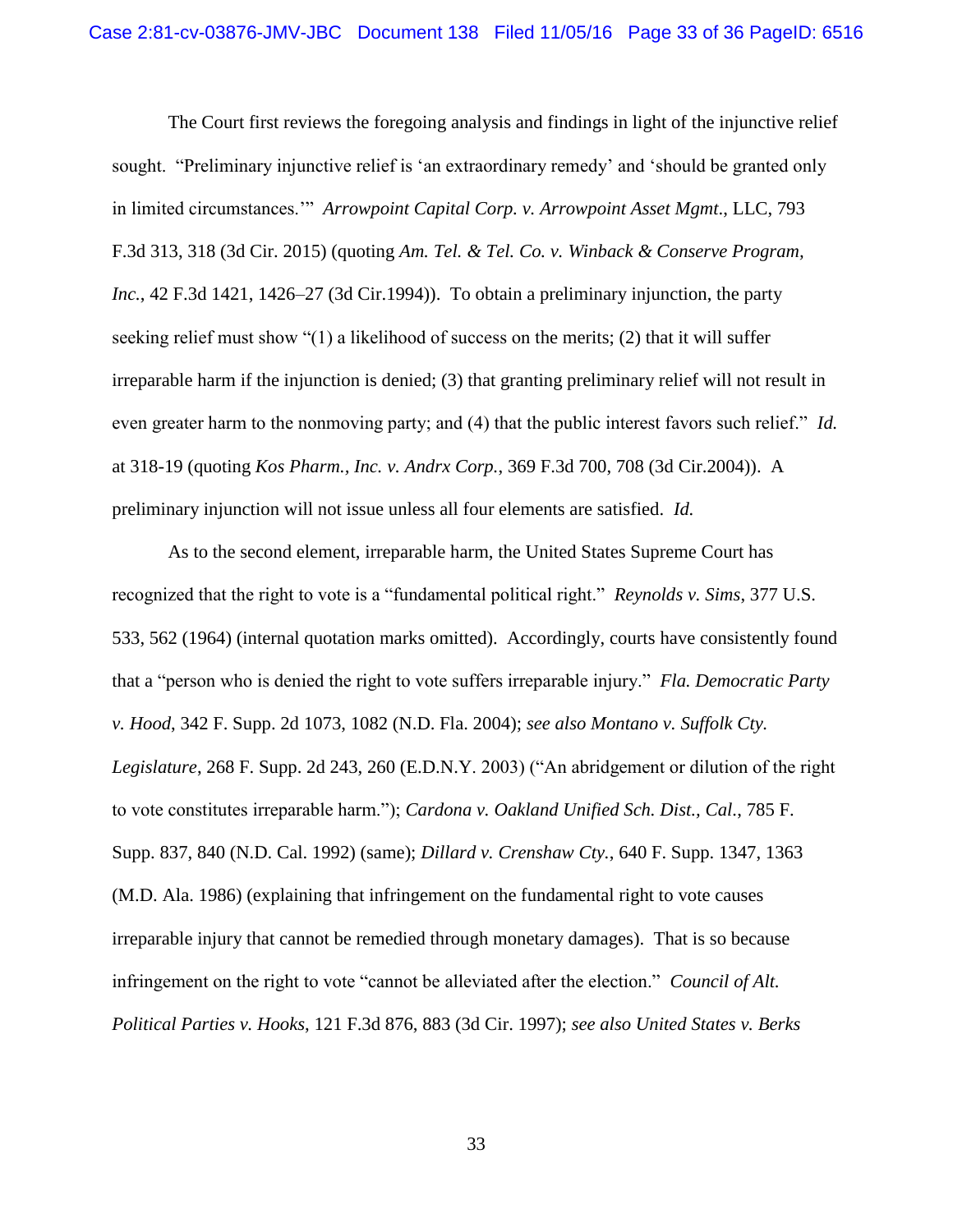The Court first reviews the foregoing analysis and findings in light of the injunctive relief sought. "Preliminary injunctive relief is 'an extraordinary remedy' and 'should be granted only in limited circumstances.'" *Arrowpoint Capital Corp. v. Arrowpoint Asset Mgmt.*, LLC, 793 F.3d 313, 318 (3d Cir. 2015) (quoting *Am. Tel. & Tel. Co. v. Winback & Conserve Program, Inc.*, 42 F.3d 1421, 1426–27 (3d Cir.1994)). To obtain a preliminary injunction, the party seeking relief must show "(1) a likelihood of success on the merits; (2) that it will suffer irreparable harm if the injunction is denied; (3) that granting preliminary relief will not result in even greater harm to the nonmoving party; and (4) that the public interest favors such relief." *Id.* at 318-19 (quoting *Kos Pharm., Inc. v. Andrx Corp.*, 369 F.3d 700, 708 (3d Cir.2004)). A preliminary injunction will not issue unless all four elements are satisfied. *Id.*

As to the second element, irreparable harm, the United States Supreme Court has recognized that the right to vote is a "fundamental political right." *Reynolds v. Sims*, 377 U.S. 533, 562 (1964) (internal quotation marks omitted). Accordingly, courts have consistently found that a "person who is denied the right to vote suffers irreparable injury." *Fla. Democratic Party v. Hood*, 342 F. Supp. 2d 1073, 1082 (N.D. Fla. 2004); *see also Montano v. Suffolk Cty. Legislature*, 268 F. Supp. 2d 243, 260 (E.D.N.Y. 2003) ("An abridgement or dilution of the right to vote constitutes irreparable harm."); *Cardona v. Oakland Unified Sch. Dist., Cal.*, 785 F. Supp. 837, 840 (N.D. Cal. 1992) (same); *Dillard v. Crenshaw Cty.*, 640 F. Supp. 1347, 1363 (M.D. Ala. 1986) (explaining that infringement on the fundamental right to vote causes irreparable injury that cannot be remedied through monetary damages). That is so because infringement on the right to vote "cannot be alleviated after the election." *Council of Alt. Political Parties v. Hooks*, 121 F.3d 876, 883 (3d Cir. 1997); *see also United States v. Berks*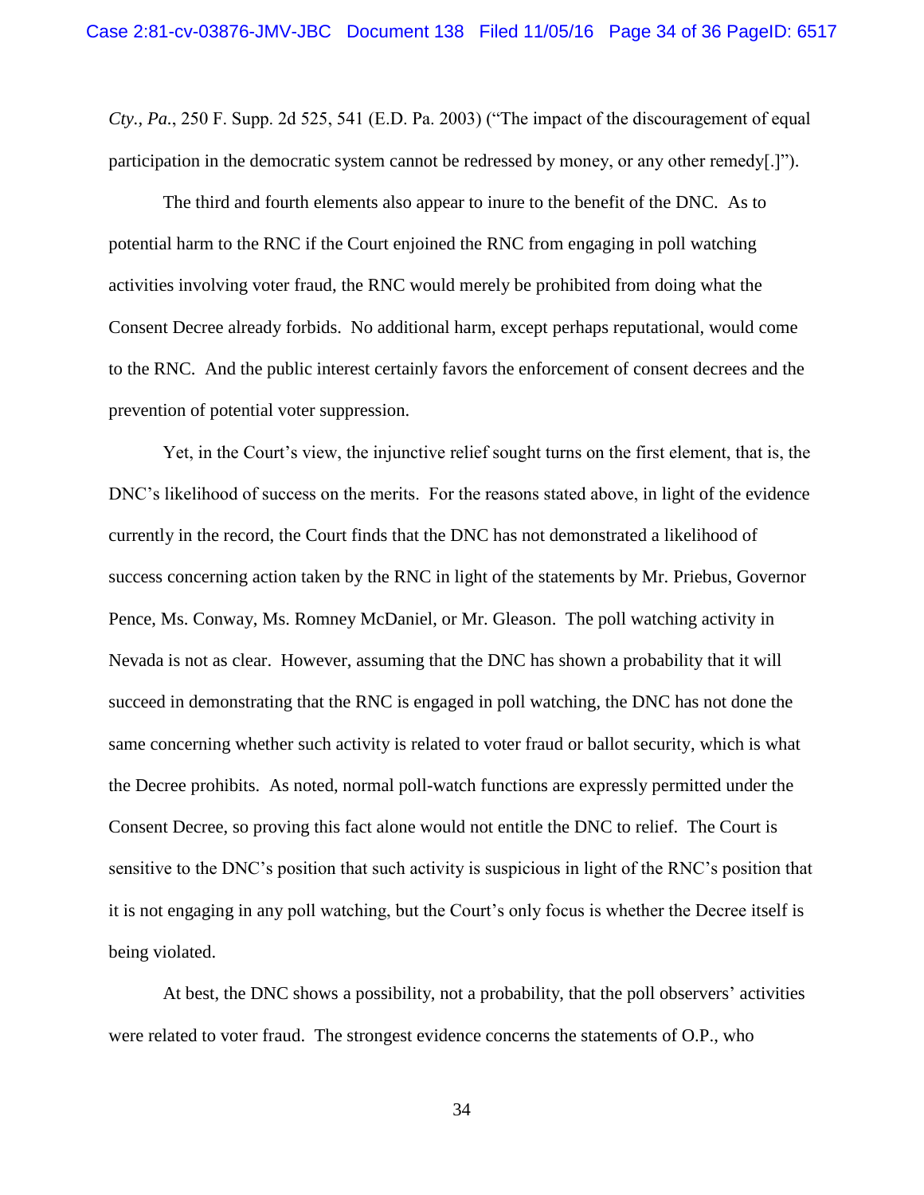*Cty., Pa.*, 250 F. Supp. 2d 525, 541 (E.D. Pa. 2003) ("The impact of the discouragement of equal participation in the democratic system cannot be redressed by money, or any other remedy[.]").

The third and fourth elements also appear to inure to the benefit of the DNC. As to potential harm to the RNC if the Court enjoined the RNC from engaging in poll watching activities involving voter fraud, the RNC would merely be prohibited from doing what the Consent Decree already forbids. No additional harm, except perhaps reputational, would come to the RNC. And the public interest certainly favors the enforcement of consent decrees and the prevention of potential voter suppression.

Yet, in the Court's view, the injunctive relief sought turns on the first element, that is, the DNC's likelihood of success on the merits. For the reasons stated above, in light of the evidence currently in the record, the Court finds that the DNC has not demonstrated a likelihood of success concerning action taken by the RNC in light of the statements by Mr. Priebus, Governor Pence, Ms. Conway, Ms. Romney McDaniel, or Mr. Gleason. The poll watching activity in Nevada is not as clear. However, assuming that the DNC has shown a probability that it will succeed in demonstrating that the RNC is engaged in poll watching, the DNC has not done the same concerning whether such activity is related to voter fraud or ballot security, which is what the Decree prohibits. As noted, normal poll-watch functions are expressly permitted under the Consent Decree, so proving this fact alone would not entitle the DNC to relief. The Court is sensitive to the DNC's position that such activity is suspicious in light of the RNC's position that it is not engaging in any poll watching, but the Court's only focus is whether the Decree itself is being violated.

At best, the DNC shows a possibility, not a probability, that the poll observers' activities were related to voter fraud. The strongest evidence concerns the statements of O.P., who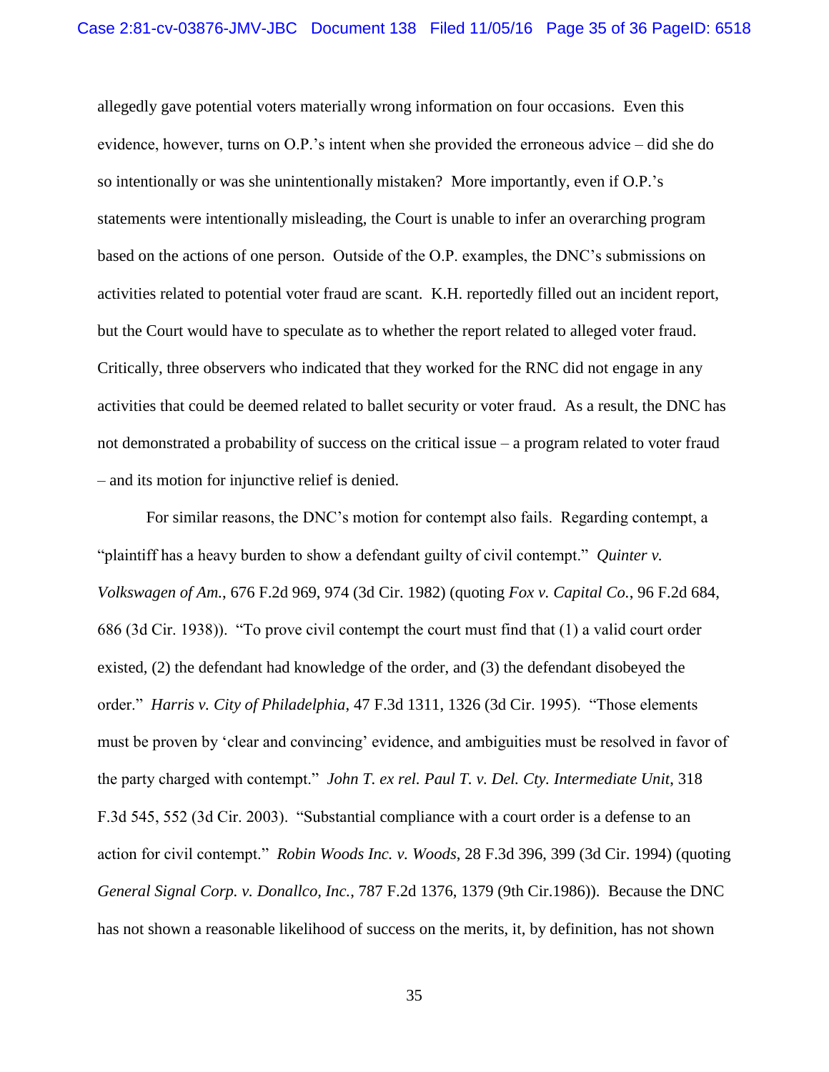allegedly gave potential voters materially wrong information on four occasions. Even this evidence, however, turns on O.P.'s intent when she provided the erroneous advice – did she do so intentionally or was she unintentionally mistaken? More importantly, even if O.P.'s statements were intentionally misleading, the Court is unable to infer an overarching program based on the actions of one person. Outside of the O.P. examples, the DNC's submissions on activities related to potential voter fraud are scant. K.H. reportedly filled out an incident report, but the Court would have to speculate as to whether the report related to alleged voter fraud. Critically, three observers who indicated that they worked for the RNC did not engage in any activities that could be deemed related to ballet security or voter fraud. As a result, the DNC has not demonstrated a probability of success on the critical issue – a program related to voter fraud – and its motion for injunctive relief is denied.

For similar reasons, the DNC's motion for contempt also fails. Regarding contempt, a "plaintiff has a heavy burden to show a defendant guilty of civil contempt." *Quinter v. Volkswagen of Am.*, 676 F.2d 969, 974 (3d Cir. 1982) (quoting *Fox v. Capital Co.*, 96 F.2d 684, 686 (3d Cir. 1938)). "To prove civil contempt the court must find that (1) a valid court order existed, (2) the defendant had knowledge of the order, and (3) the defendant disobeyed the order." *Harris v. City of Philadelphia*, 47 F.3d 1311, 1326 (3d Cir. 1995). "Those elements must be proven by 'clear and convincing' evidence, and ambiguities must be resolved in favor of the party charged with contempt." *John T. ex rel. Paul T. v. Del. Cty. Intermediate Unit*, 318 F.3d 545, 552 (3d Cir. 2003). "Substantial compliance with a court order is a defense to an action for civil contempt." *Robin Woods Inc. v. Woods*, 28 F.3d 396, 399 (3d Cir. 1994) (quoting *General Signal Corp. v. Donallco, Inc.*, 787 F.2d 1376, 1379 (9th Cir.1986)). Because the DNC has not shown a reasonable likelihood of success on the merits, it, by definition, has not shown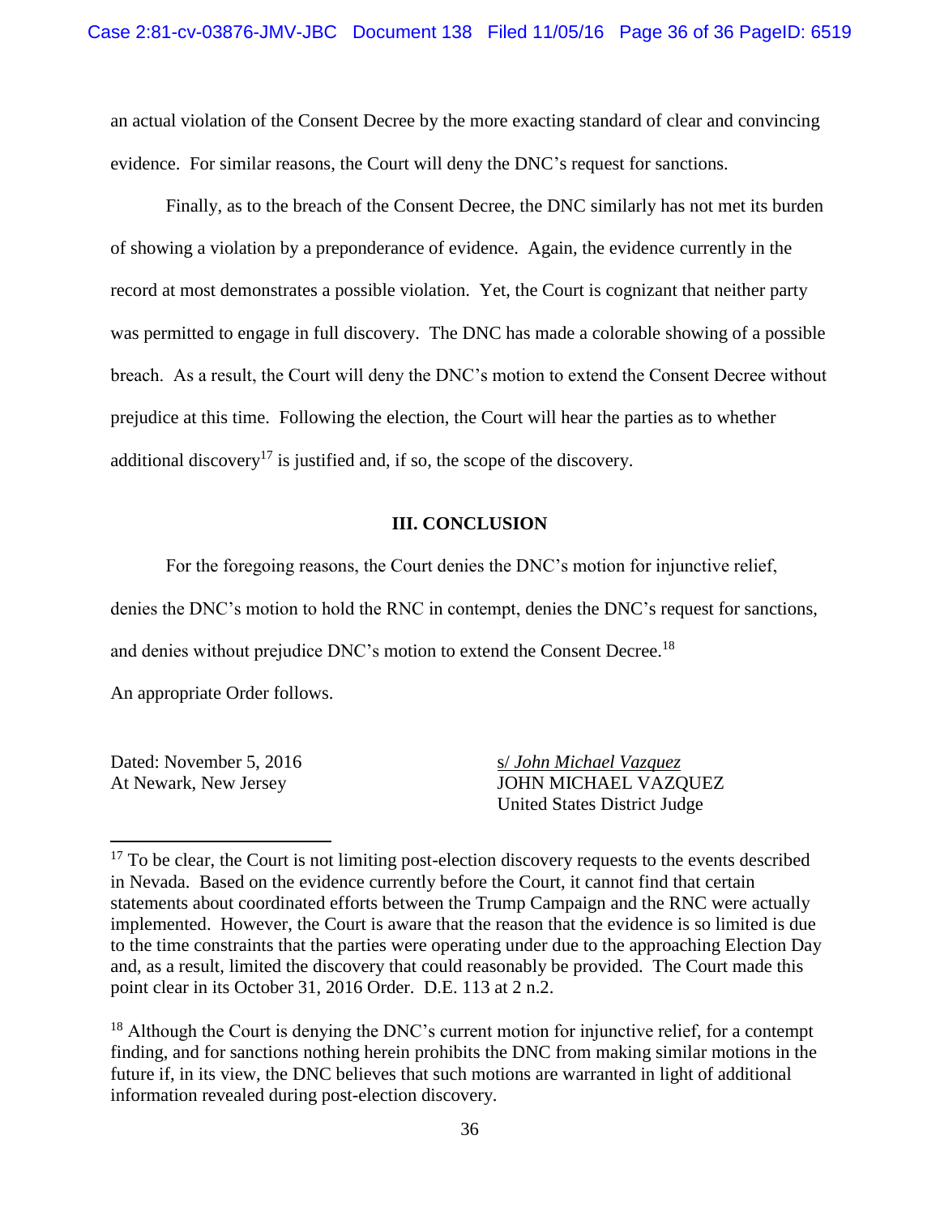an actual violation of the Consent Decree by the more exacting standard of clear and convincing evidence. For similar reasons, the Court will deny the DNC's request for sanctions.

Finally, as to the breach of the Consent Decree, the DNC similarly has not met its burden of showing a violation by a preponderance of evidence. Again, the evidence currently in the record at most demonstrates a possible violation. Yet, the Court is cognizant that neither party was permitted to engage in full discovery. The DNC has made a colorable showing of a possible breach. As a result, the Court will deny the DNC's motion to extend the Consent Decree without prejudice at this time. Following the election, the Court will hear the parties as to whether additional discovery[17] is justified and, if so, the scope of the discovery.

## III. CONCLUSION

For the foregoing reasons, the Court denies the DNC's motion for injunctive relief, denies the DNC's motion to hold the RNC in contempt, denies the DNC's request for sanctions, and denies without prejudice DNC's motion to extend the Consent Decree.[18]

An appropriate Order follows.

Dated: November 5, 2016
At Newark, New Jersey

s/ *John Michael Vazquez*
JOHN MICHAEL VAZQUEZ
United States District Judge

---

[17] To be clear, the Court is not limiting post-election discovery requests to the events described in Nevada. Based on the evidence currently before the Court, it cannot find that certain statements about coordinated efforts between the Trump Campaign and the RNC were actually implemented. However, the Court is aware that the reason that the evidence is so limited is due to the time constraints that the parties were operating under due to the approaching Election Day and, as a result, limited the discovery that could reasonably be provided. The Court made this point clear in its October 31, 2016 Order. D.E. 113 at 2 n.2.

[18] Although the Court is denying the DNC's current motion for injunctive relief, for a contempt finding, and for sanctions nothing herein prohibits the DNC from making similar motions in the future if, in its view, the DNC believes that such motions are warranted in light of additional information revealed during post-election discovery.